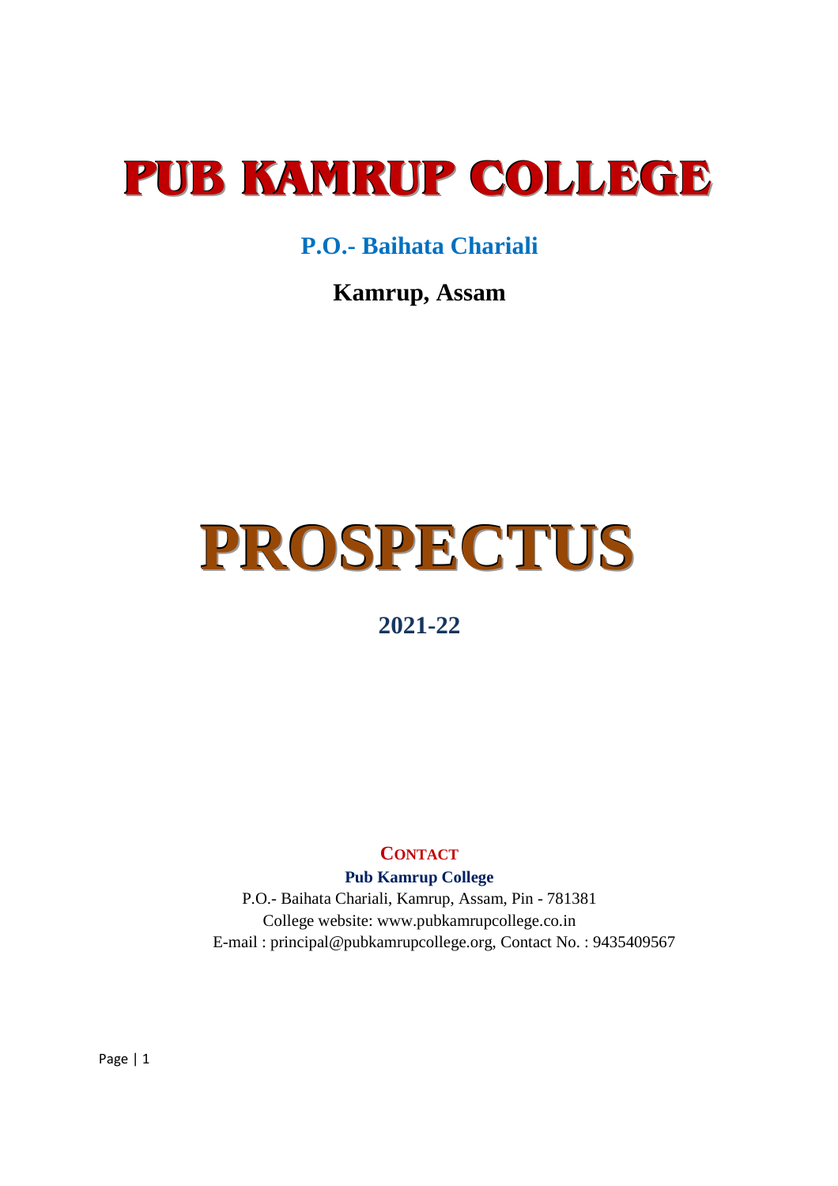# PUB KAMRUP COLLEGE

## P.O.- Baihata Chariali

## Kamrup, Assam

# PROSPECTUS

## 2021-22

**CONTACT**

**Pub Kamrup College**

P.O.- Baihata Chariali, Kamrup, Assam, Pin - 781381

College website: www.pubkamrupcollege.co.in

E-mail : principal@pubkamrupcollege.org, Contact No. : 9435409567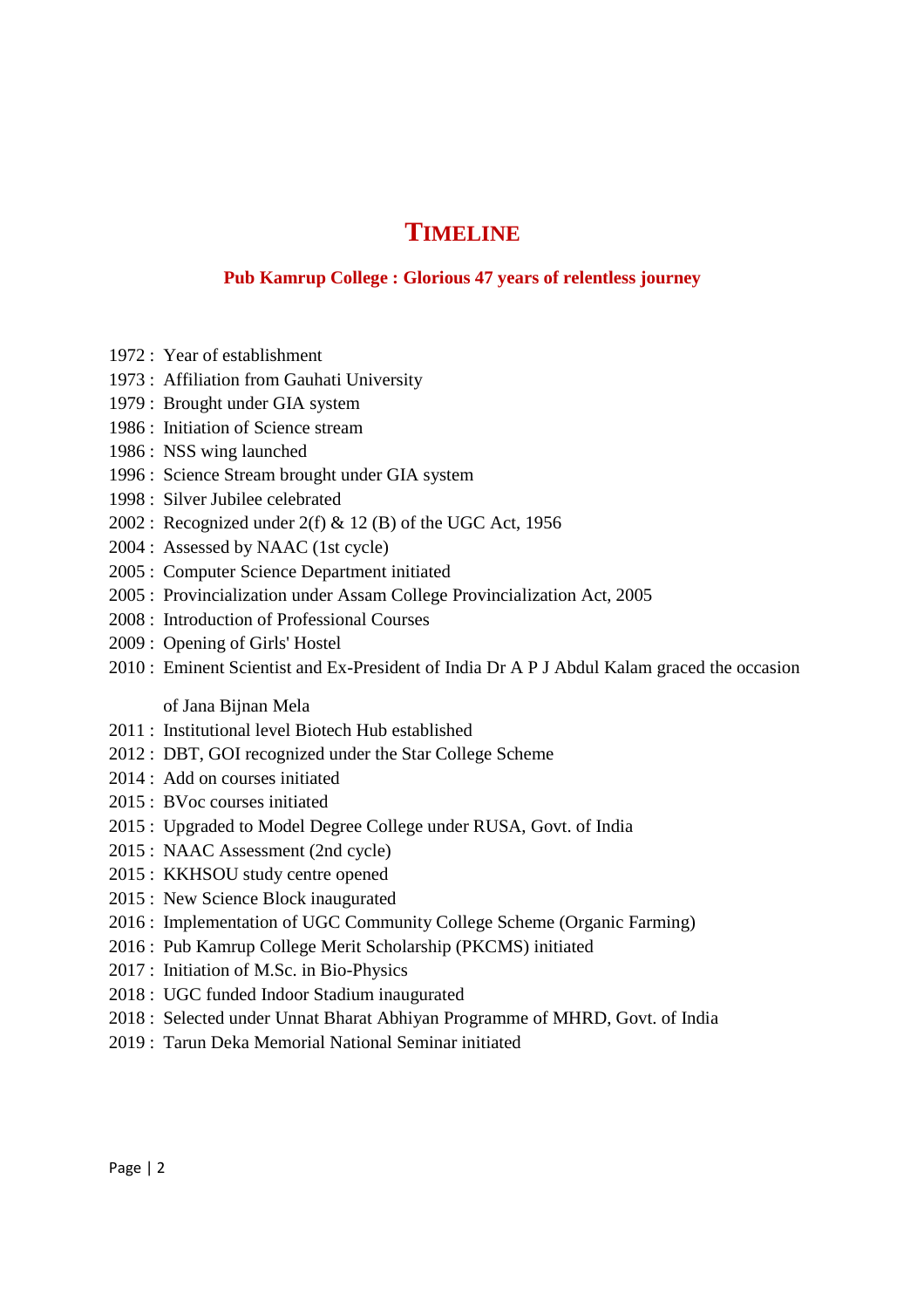# TIMELINE

**Pub Kamrup College : Glorious 47 years of relentless journey**

1972 : Year of establishment
1973 : Affiliation from Gauhati University
1979 : Brought under GIA system
1986 : Initiation of Science stream
1986 : NSS wing launched
1996 : Science Stream brought under GIA system
1998 : Silver Jubilee celebrated
2002 : Recognized under 2(f) & 12 (B) of the UGC Act, 1956
2004 : Assessed by NAAC (1st cycle)
2005 : Computer Science Department initiated
2005 : Provincialization under Assam College Provincialization Act, 2005
2008 : Introduction of Professional Courses
2009 : Opening of Girls' Hostel
2010 : Eminent Scientist and Ex-President of India Dr A P J Abdul Kalam graced the occasion of Jana Bijnan Mela
2011 : Institutional level Biotech Hub established
2012 : DBT, GOI recognized under the Star College Scheme
2014 : Add on courses initiated
2015 : BVoc courses initiated
2015 : Upgraded to Model Degree College under RUSA, Govt. of India
2015 : NAAC Assessment (2nd cycle)
2015 : KKHSOU study centre opened
2015 : New Science Block inaugurated
2016 : Implementation of UGC Community College Scheme (Organic Farming)
2016 : Pub Kamrup College Merit Scholarship (PKCMS) initiated
2017 : Initiation of M.Sc. in Bio-Physics
2018 : UGC funded Indoor Stadium inaugurated
2018 : Selected under Unnat Bharat Abhiyan Programme of MHRD, Govt. of India
2019 : Tarun Deka Memorial National Seminar initiated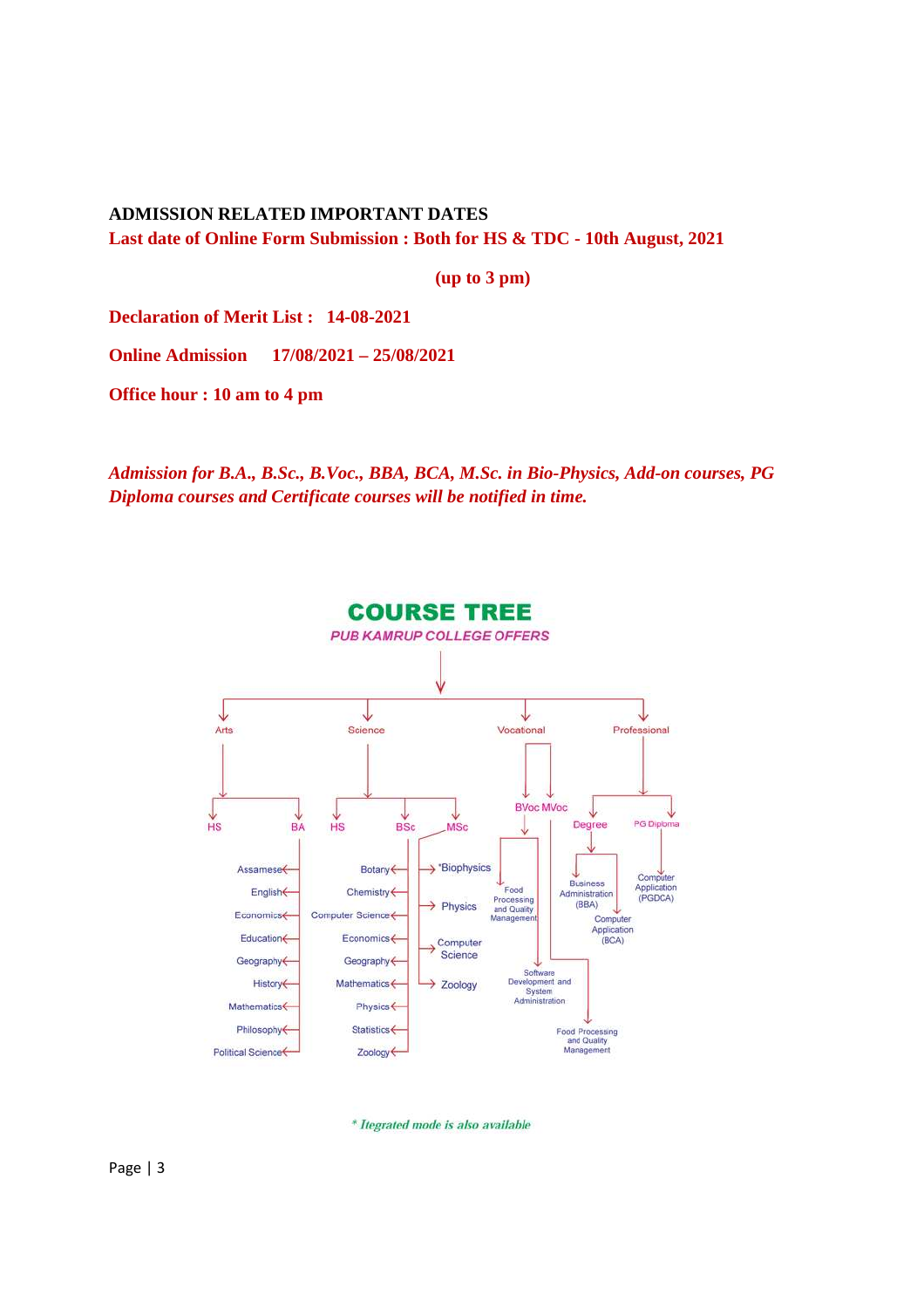## ADMISSION RELATED IMPORTANT DATES

**Last date of Online Form Submission : Both for HS & TDC - 10th August, 2021**

**(up to 3 pm)**

**Declaration of Merit List : 14-08-2021**

**Online Admission 17/08/2021 – 25/08/2021**

**Office hour : 10 am to 4 pm**

***Admission for B.A., B.Sc., B.Voc., BBA, BCA, M.Sc. in Bio-Physics, Add-on courses, PG Diploma courses and Certificate courses will be notified in time.***

## COURSE TREE

*PUB KAMRUP COLLEGE OFFERS*

- **Arts**
  - HS
  - BA
    - Assamese
    - English
    - Economics
    - Education
    - Geography
    - History
    - Mathematics
    - Philosophy
    - Political Science
- **Science**
  - HS
  - BSc
    - Botany
    - Chemistry
    - Computer Science
    - Economics
    - Geography
    - Mathematics
    - Physics
    - Statistics
    - Zoology
  - MSc
    - *Biophysics
    - Physics
    - Computer Science
    - Zoology
- **Vocational**
  - BVoc
    - Food Processing and Quality Management
    - Software Development and System Administration
  - MVoc
    - Food Processing and Quality Management
- **Professional**
  - Degree
    - Business Administration (BBA)
    - Computer Application (BCA)
  - PG Diploma
    - Computer Application (PGDCA)

*\* Itegrated mode is also available*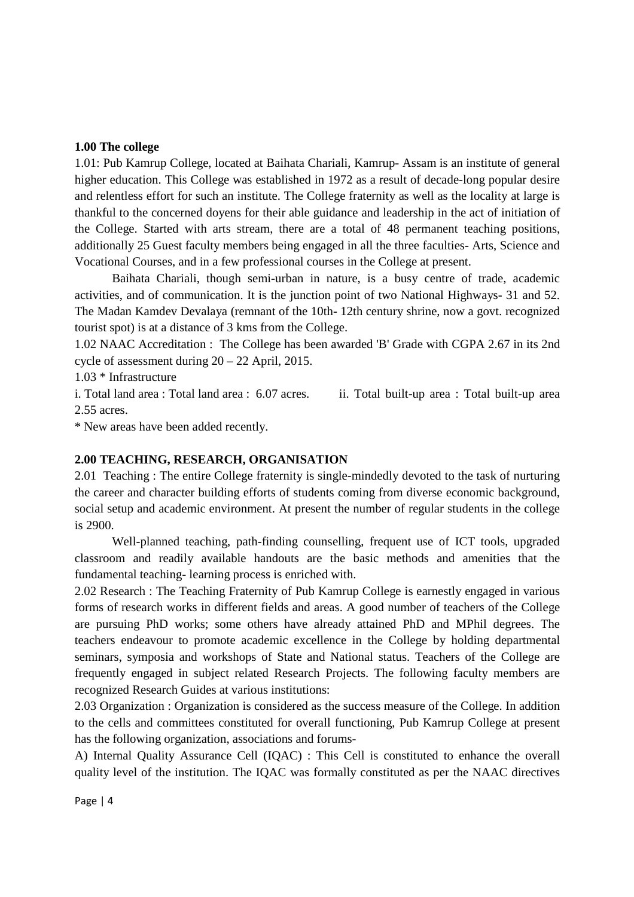**1.00 The college**

1.01: Pub Kamrup College, located at Baihata Chariali, Kamrup- Assam is an institute of general higher education. This College was established in 1972 as a result of decade-long popular desire and relentless effort for such an institute. The College fraternity as well as the locality at large is thankful to the concerned doyens for their able guidance and leadership in the act of initiation of the College. Started with arts stream, there are a total of 48 permanent teaching positions, additionally 25 Guest faculty members being engaged in all the three faculties- Arts, Science and Vocational Courses, and in a few professional courses in the College at present.

Baihata Chariali, though semi-urban in nature, is a busy centre of trade, academic activities, and of communication. It is the junction point of two National Highways- 31 and 52. The Madan Kamdev Devalaya (remnant of the 10th- 12th century shrine, now a govt. recognized tourist spot) is at a distance of 3 kms from the College.

1.02 NAAC Accreditation : The College has been awarded 'B' Grade with CGPA 2.67 in its 2nd cycle of assessment during 20 – 22 April, 2015.

1.03 * Infrastructure

i. Total land area : Total land area : 6.07 acres. ii. Total built-up area : Total built-up area 2.55 acres.

* New areas have been added recently.

**2.00 TEACHING, RESEARCH, ORGANISATION**

2.01 Teaching : The entire College fraternity is single-mindedly devoted to the task of nurturing the career and character building efforts of students coming from diverse economic background, social setup and academic environment. At present the number of regular students in the college is 2900.

Well-planned teaching, path-finding counselling, frequent use of ICT tools, upgraded classroom and readily available handouts are the basic methods and amenities that the fundamental teaching- learning process is enriched with.

2.02 Research : The Teaching Fraternity of Pub Kamrup College is earnestly engaged in various forms of research works in different fields and areas. A good number of teachers of the College are pursuing PhD works; some others have already attained PhD and MPhil degrees. The teachers endeavour to promote academic excellence in the College by holding departmental seminars, symposia and workshops of State and National status. Teachers of the College are frequently engaged in subject related Research Projects. The following faculty members are recognized Research Guides at various institutions:

2.03 Organization : Organization is considered as the success measure of the College. In addition to the cells and committees constituted for overall functioning, Pub Kamrup College at present has the following organization, associations and forums-

A) Internal Quality Assurance Cell (IQAC) : This Cell is constituted to enhance the overall quality level of the institution. The IQAC was formally constituted as per the NAAC directives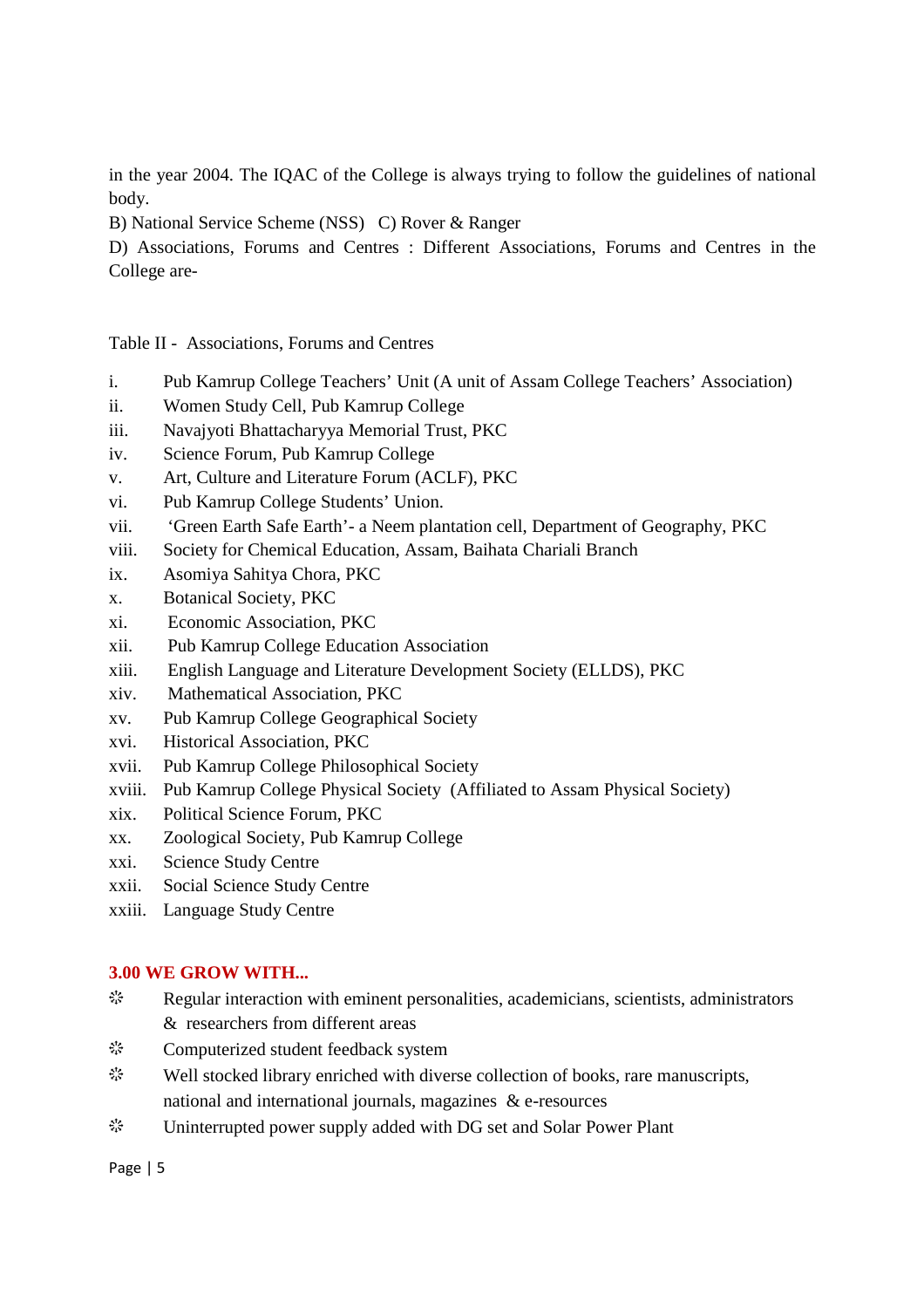in the year 2004. The IQAC of the College is always trying to follow the guidelines of national body.

B) National Service Scheme (NSS)   C) Rover & Ranger

D) Associations, Forums and Centres : Different Associations, Forums and Centres in the College are-

Table II - Associations, Forums and Centres

- i. Pub Kamrup College Teachers' Unit (A unit of Assam College Teachers' Association)
- ii. Women Study Cell, Pub Kamrup College
- iii. Navajyoti Bhattacharyya Memorial Trust, PKC
- iv. Science Forum, Pub Kamrup College
- v. Art, Culture and Literature Forum (ACLF), PKC
- vi. Pub Kamrup College Students' Union.
- vii. 'Green Earth Safe Earth'- a Neem plantation cell, Department of Geography, PKC
- viii. Society for Chemical Education, Assam, Baihata Chariali Branch
- ix. Asomiya Sahitya Chora, PKC
- x. Botanical Society, PKC
- xi. Economic Association, PKC
- xii. Pub Kamrup College Education Association
- xiii. English Language and Literature Development Society (ELLDS), PKC
- xiv. Mathematical Association, PKC
- xv. Pub Kamrup College Geographical Society
- xvi. Historical Association, PKC
- xvii. Pub Kamrup College Philosophical Society
- xviii. Pub Kamrup College Physical Society (Affiliated to Assam Physical Society)
- xix. Political Science Forum, PKC
- xx. Zoological Society, Pub Kamrup College
- xxi. Science Study Centre
- xxii. Social Science Study Centre
- xxiii. Language Study Centre

## 3.00 WE GROW WITH...

- Regular interaction with eminent personalities, academicians, scientists, administrators & researchers from different areas
- Computerized student feedback system
- Well stocked library enriched with diverse collection of books, rare manuscripts, national and international journals, magazines & e-resources
- Uninterrupted power supply added with DG set and Solar Power Plant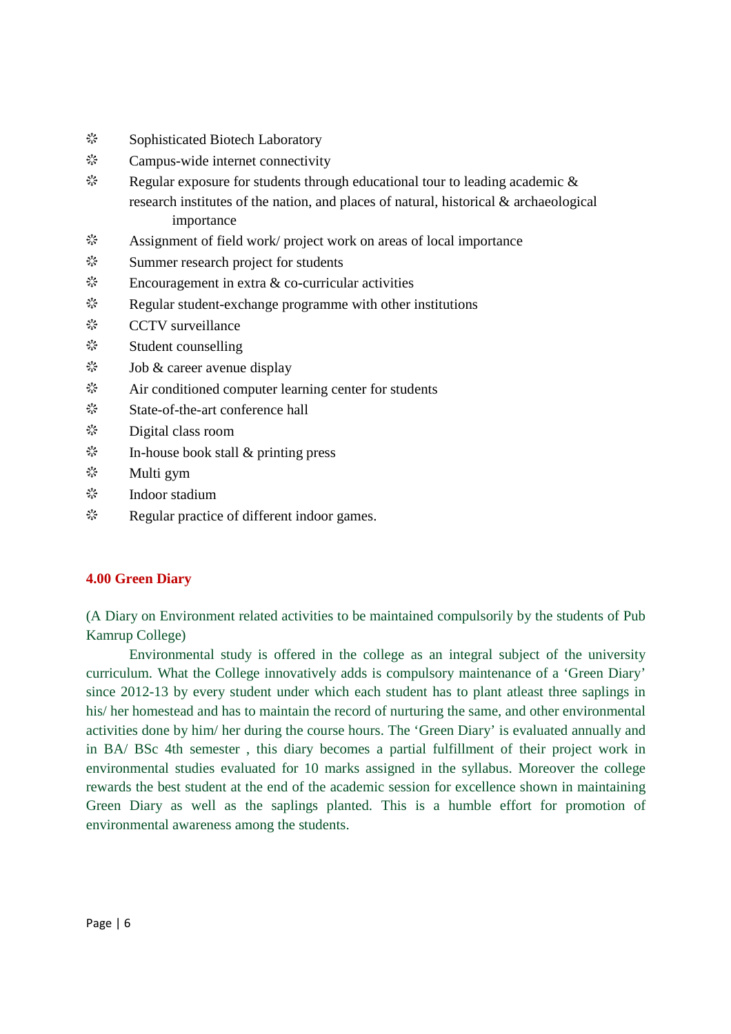- Sophisticated Biotech Laboratory
- Campus-wide internet connectivity
- Regular exposure for students through educational tour to leading academic & research institutes of the nation, and places of natural, historical & archaeological importance
- Assignment of field work/ project work on areas of local importance
- Summer research project for students
- Encouragement in extra & co-curricular activities
- Regular student-exchange programme with other institutions
- CCTV surveillance
- Student counselling
- Job & career avenue display
- Air conditioned computer learning center for students
- State-of-the-art conference hall
- Digital class room
- In-house book stall & printing press
- Multi gym
- Indoor stadium
- Regular practice of different indoor games.

## 4.00 Green Diary

(A Diary on Environment related activities to be maintained compulsorily by the students of Pub Kamrup College)

Environmental study is offered in the college as an integral subject of the university curriculum. What the College innovatively adds is compulsory maintenance of a 'Green Diary' since 2012-13 by every student under which each student has to plant atleast three saplings in his/ her homestead and has to maintain the record of nurturing the same, and other environmental activities done by him/ her during the course hours. The 'Green Diary' is evaluated annually and in BA/ BSc 4th semester , this diary becomes a partial fulfillment of their project work in environmental studies evaluated for 10 marks assigned in the syllabus. Moreover the college rewards the best student at the end of the academic session for excellence shown in maintaining Green Diary as well as the saplings planted. This is a humble effort for promotion of environmental awareness among the students.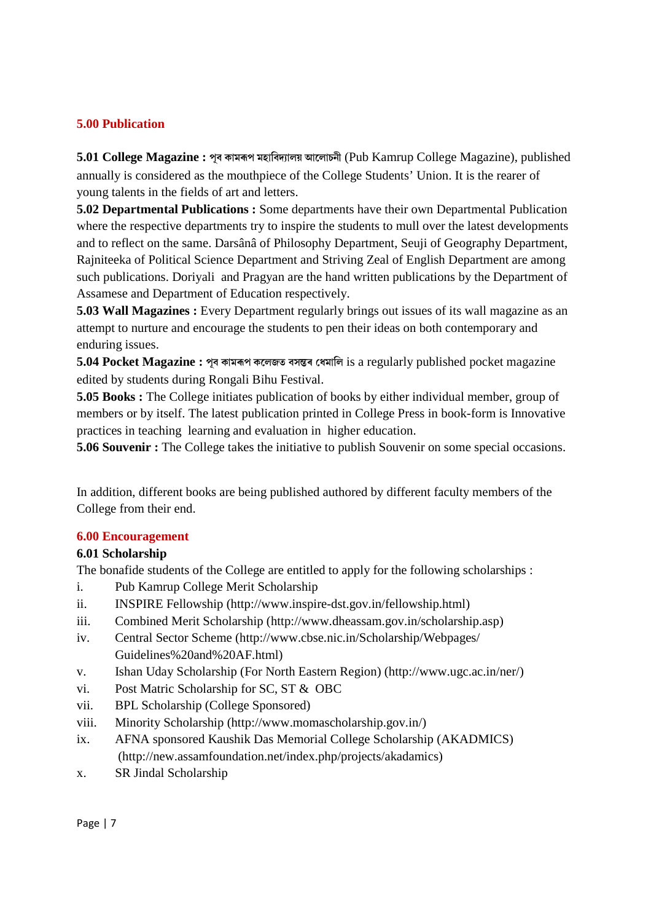## 5.00 Publication

**5.01 College Magazine :** পূব কামৰূপ মহাবিদ্যালয় আলোচনী (Pub Kamrup College Magazine), published annually is considered as the mouthpiece of the College Students' Union. It is the rearer of young talents in the fields of art and letters.

**5.02 Departmental Publications :** Some departments have their own Departmental Publication where the respective departments try to inspire the students to mull over the latest developments and to reflect on the same. Darsânâ of Philosophy Department, Seuji of Geography Department, Rajniteeka of Political Science Department and Striving Zeal of English Department are among such publications. Doriyali and Pragyan are the hand written publications by the Department of Assamese and Department of Education respectively.

**5.03 Wall Magazines :** Every Department regularly brings out issues of its wall magazine as an attempt to nurture and encourage the students to pen their ideas on both contemporary and enduring issues.

**5.04 Pocket Magazine :** পূব কামৰূপ কলেজত বসন্তৰ ধেমালি is a regularly published pocket magazine edited by students during Rongali Bihu Festival.

**5.05 Books :** The College initiates publication of books by either individual member, group of members or by itself. The latest publication printed in College Press in book-form is Innovative practices in teaching learning and evaluation in higher education.

**5.06 Souvenir :** The College takes the initiative to publish Souvenir on some special occasions.

In addition, different books are being published authored by different faculty members of the College from their end.

## 6.00 Encouragement

### 6.01 Scholarship

The bonafide students of the College are entitled to apply for the following scholarships :

i. Pub Kamrup College Merit Scholarship
ii. INSPIRE Fellowship (http://www.inspire-dst.gov.in/fellowship.html)
iii. Combined Merit Scholarship (http://www.dheassam.gov.in/scholarship.asp)
iv. Central Sector Scheme (http://www.cbse.nic.in/Scholarship/Webpages/Guidelines%20and%20AF.html)
v. Ishan Uday Scholarship (For North Eastern Region) (http://www.ugc.ac.in/ner/)
vi. Post Matric Scholarship for SC, ST & OBC
vii. BPL Scholarship (College Sponsored)
viii. Minority Scholarship (http://www.momascholarship.gov.in/)
ix. AFNA sponsored Kaushik Das Memorial College Scholarship (AKADMICS) (http://new.assamfoundation.net/index.php/projects/akadamics)
x. SR Jindal Scholarship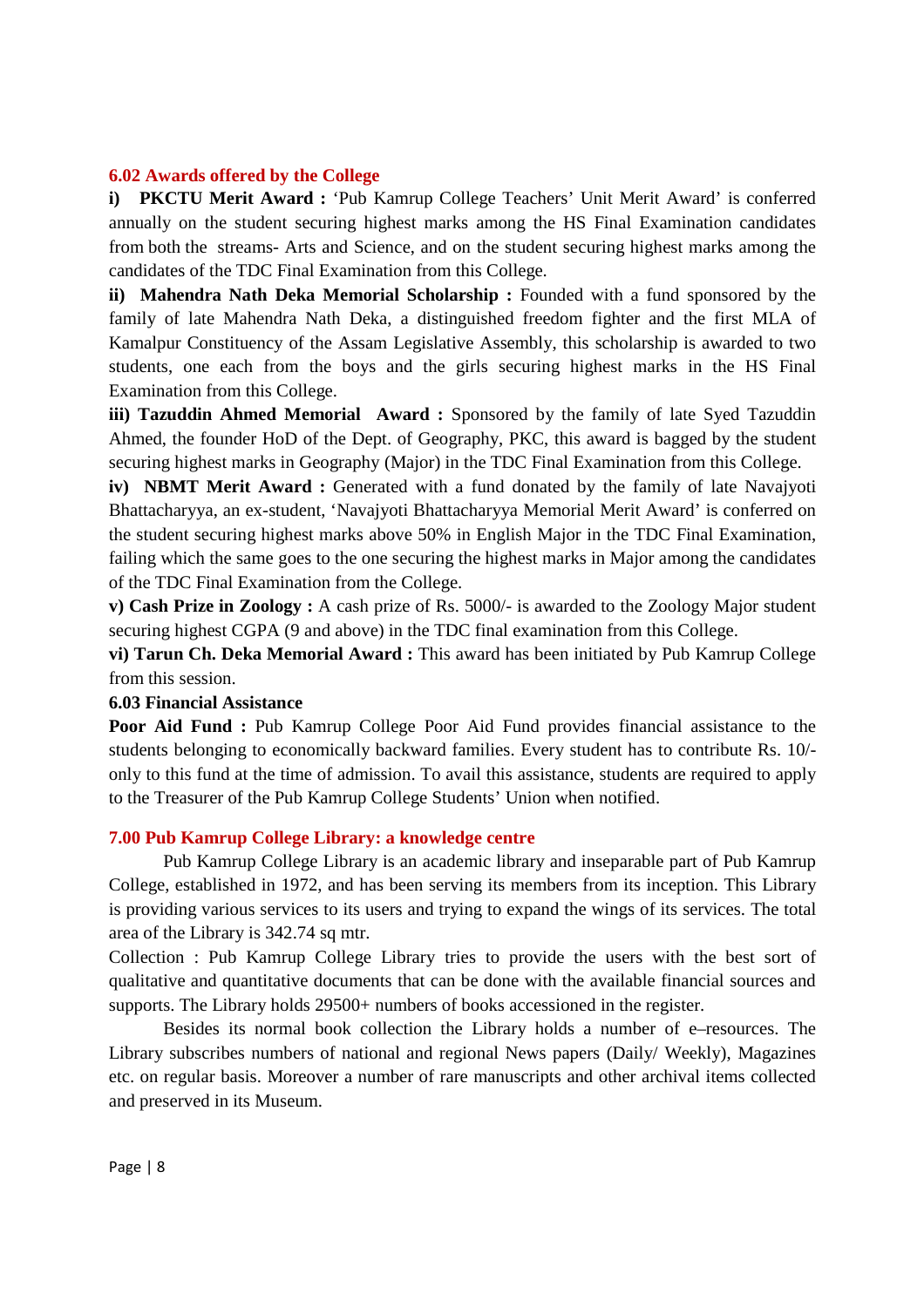### 6.02 Awards offered by the College

**i) PKCTU Merit Award :** 'Pub Kamrup College Teachers' Unit Merit Award' is conferred annually on the student securing highest marks among the HS Final Examination candidates from both the streams- Arts and Science, and on the student securing highest marks among the candidates of the TDC Final Examination from this College.

**ii) Mahendra Nath Deka Memorial Scholarship :** Founded with a fund sponsored by the family of late Mahendra Nath Deka, a distinguished freedom fighter and the first MLA of Kamalpur Constituency of the Assam Legislative Assembly, this scholarship is awarded to two students, one each from the boys and the girls securing highest marks in the HS Final Examination from this College.

**iii) Tazuddin Ahmed Memorial Award :** Sponsored by the family of late Syed Tazuddin Ahmed, the founder HoD of the Dept. of Geography, PKC, this award is bagged by the student securing highest marks in Geography (Major) in the TDC Final Examination from this College.

**iv) NBMT Merit Award :** Generated with a fund donated by the family of late Navajyoti Bhattacharyya, an ex-student, 'Navajyoti Bhattacharyya Memorial Merit Award' is conferred on the student securing highest marks above 50% in English Major in the TDC Final Examination, failing which the same goes to the one securing the highest marks in Major among the candidates of the TDC Final Examination from the College.

**v) Cash Prize in Zoology :** A cash prize of Rs. 5000/- is awarded to the Zoology Major student securing highest CGPA (9 and above) in the TDC final examination from this College.

**vi) Tarun Ch. Deka Memorial Award :** This award has been initiated by Pub Kamrup College from this session.

### 6.03 Financial Assistance

**Poor Aid Fund :** Pub Kamrup College Poor Aid Fund provides financial assistance to the students belonging to economically backward families. Every student has to contribute Rs. 10/- only to this fund at the time of admission. To avail this assistance, students are required to apply to the Treasurer of the Pub Kamrup College Students' Union when notified.

## 7.00 Pub Kamrup College Library: a knowledge centre

Pub Kamrup College Library is an academic library and inseparable part of Pub Kamrup College, established in 1972, and has been serving its members from its inception. This Library is providing various services to its users and trying to expand the wings of its services. The total area of the Library is 342.74 sq mtr.

Collection : Pub Kamrup College Library tries to provide the users with the best sort of qualitative and quantitative documents that can be done with the available financial sources and supports. The Library holds 29500+ numbers of books accessioned in the register.

Besides its normal book collection the Library holds a number of e–resources. The Library subscribes numbers of national and regional News papers (Daily/ Weekly), Magazines etc. on regular basis. Moreover a number of rare manuscripts and other archival items collected and preserved in its Museum.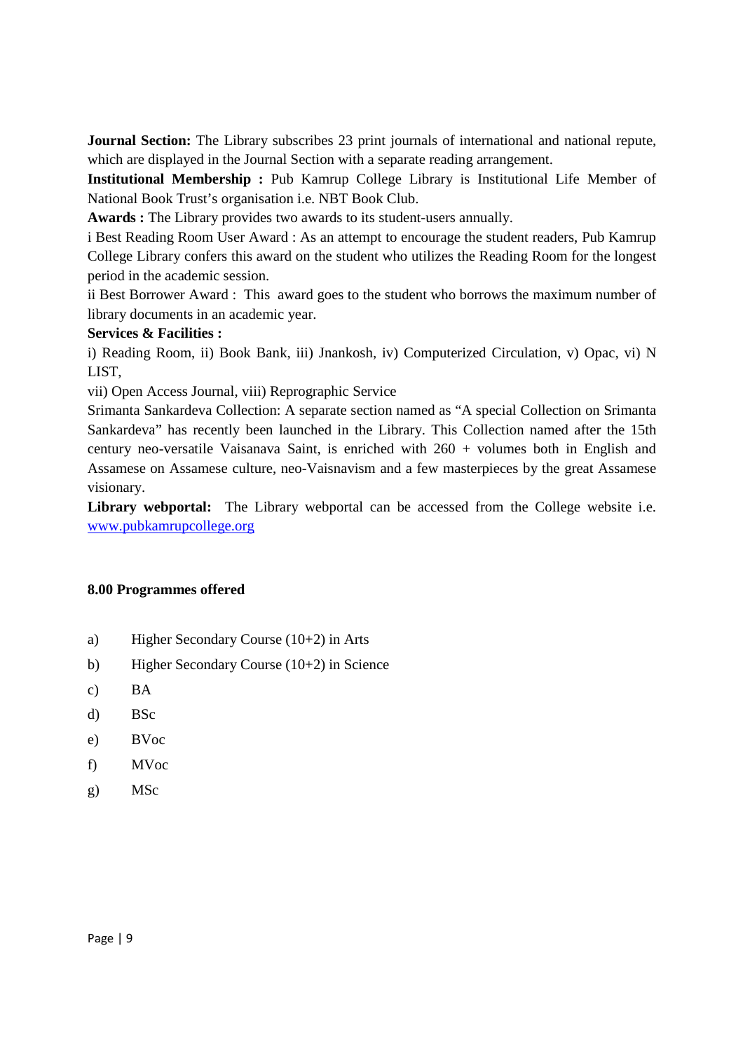**Journal Section:** The Library subscribes 23 print journals of international and national repute, which are displayed in the Journal Section with a separate reading arrangement.

**Institutional Membership :** Pub Kamrup College Library is Institutional Life Member of National Book Trust's organisation i.e. NBT Book Club.

**Awards :** The Library provides two awards to its student-users annually.

i Best Reading Room User Award : As an attempt to encourage the student readers, Pub Kamrup College Library confers this award on the student who utilizes the Reading Room for the longest period in the academic session.

ii Best Borrower Award : This award goes to the student who borrows the maximum number of library documents in an academic year.

**Services & Facilities :**

i) Reading Room, ii) Book Bank, iii) Jnankosh, iv) Computerized Circulation, v) Opac, vi) N LIST,

vii) Open Access Journal, viii) Reprographic Service

Srimanta Sankardeva Collection: A separate section named as "A special Collection on Srimanta Sankardeva" has recently been launched in the Library. This Collection named after the 15th century neo-versatile Vaisanava Saint, is enriched with 260 + volumes both in English and Assamese on Assamese culture, neo-Vaisnavism and a few masterpieces by the great Assamese visionary.

**Library webportal:** The Library webportal can be accessed from the College website i.e. [www.pubkamrupcollege.org](http://www.pubkamrupcollege.org)

**8.00 Programmes offered**

a) Higher Secondary Course (10+2) in Arts

b) Higher Secondary Course (10+2) in Science

c) BA

d) BSc

e) BVoc

f) MVoc

g) MSc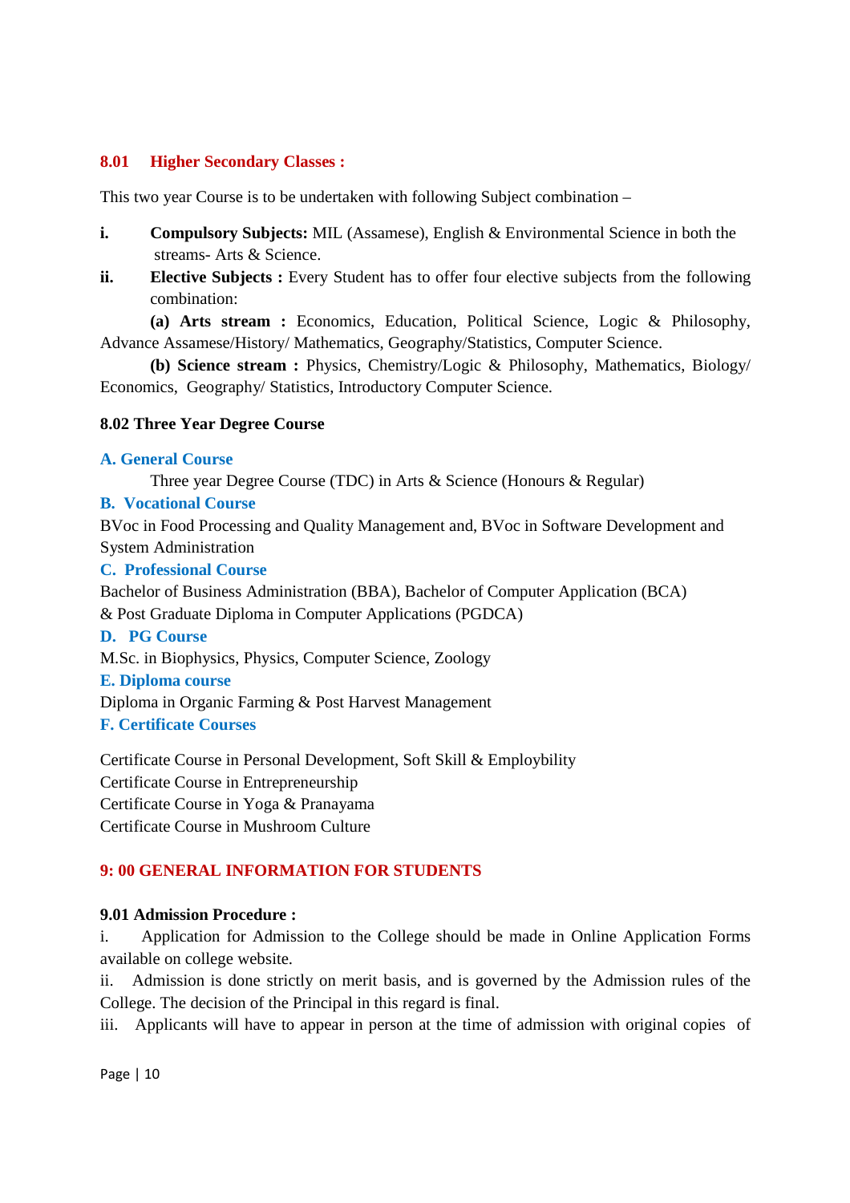### 8.01 Higher Secondary Classes :

This two year Course is to be undertaken with following Subject combination –

**i.** **Compulsory Subjects:** MIL (Assamese), English & Environmental Science in both the streams- Arts & Science.

**ii.** **Elective Subjects :** Every Student has to offer four elective subjects from the following combination:

**(a) Arts stream :** Economics, Education, Political Science, Logic & Philosophy, Advance Assamese/History/ Mathematics, Geography/Statistics, Computer Science.

**(b) Science stream :** Physics, Chemistry/Logic & Philosophy, Mathematics, Biology/ Economics, Geography/ Statistics, Introductory Computer Science.

### 8.02 Three Year Degree Course

**A. General Course**

Three year Degree Course (TDC) in Arts & Science (Honours & Regular)

**B. Vocational Course**

BVoc in Food Processing and Quality Management and, BVoc in Software Development and System Administration

**C. Professional Course**

Bachelor of Business Administration (BBA), Bachelor of Computer Application (BCA) & Post Graduate Diploma in Computer Applications (PGDCA)

**D. PG Course**

M.Sc. in Biophysics, Physics, Computer Science, Zoology

**E. Diploma course**

Diploma in Organic Farming & Post Harvest Management

**F. Certificate Courses**

Certificate Course in Personal Development, Soft Skill & Employbility
Certificate Course in Entrepreneurship
Certificate Course in Yoga & Pranayama
Certificate Course in Mushroom Culture

## 9: 00 GENERAL INFORMATION FOR STUDENTS

### 9.01 Admission Procedure :

i. Application for Admission to the College should be made in Online Application Forms available on college website.

ii. Admission is done strictly on merit basis, and is governed by the Admission rules of the College. The decision of the Principal in this regard is final.

iii. Applicants will have to appear in person at the time of admission with original copies of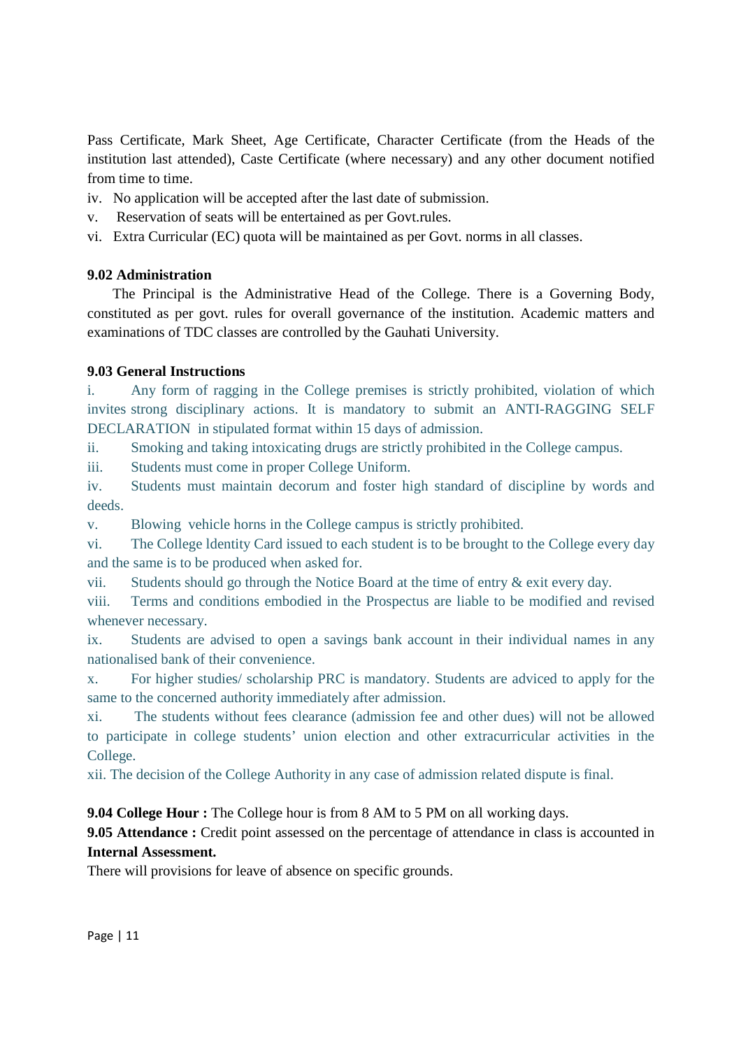Pass Certificate, Mark Sheet, Age Certificate, Character Certificate (from the Heads of the institution last attended), Caste Certificate (where necessary) and any other document notified from time to time.

iv. No application will be accepted after the last date of submission.

v. Reservation of seats will be entertained as per Govt.rules.

vi. Extra Curricular (EC) quota will be maintained as per Govt. norms in all classes.

### 9.02 Administration

The Principal is the Administrative Head of the College. There is a Governing Body, constituted as per govt. rules for overall governance of the institution. Academic matters and examinations of TDC classes are controlled by the Gauhati University.

### 9.03 General Instructions

i. Any form of ragging in the College premises is strictly prohibited, violation of which invites strong disciplinary actions. It is mandatory to submit an ANTI-RAGGING SELF DECLARATION in stipulated format within 15 days of admission.

ii. Smoking and taking intoxicating drugs are strictly prohibited in the College campus.

iii. Students must come in proper College Uniform.

iv. Students must maintain decorum and foster high standard of discipline by words and deeds.

v. Blowing vehicle horns in the College campus is strictly prohibited.

vi. The College ldentity Card issued to each student is to be brought to the College every day and the same is to be produced when asked for.

vii. Students should go through the Notice Board at the time of entry & exit every day.

viii. Terms and conditions embodied in the Prospectus are liable to be modified and revised whenever necessary.

ix. Students are advised to open a savings bank account in their individual names in any nationalised bank of their convenience.

x. For higher studies/ scholarship PRC is mandatory. Students are adviced to apply for the same to the concerned authority immediately after admission.

xi. The students without fees clearance (admission fee and other dues) will not be allowed to participate in college students' union election and other extracurricular activities in the College.

xii. The decision of the College Authority in any case of admission related dispute is final.

**9.04 College Hour :** The College hour is from 8 AM to 5 PM on all working days.

**9.05 Attendance :** Credit point assessed on the percentage of attendance in class is accounted in **Internal Assessment.**

There will provisions for leave of absence on specific grounds.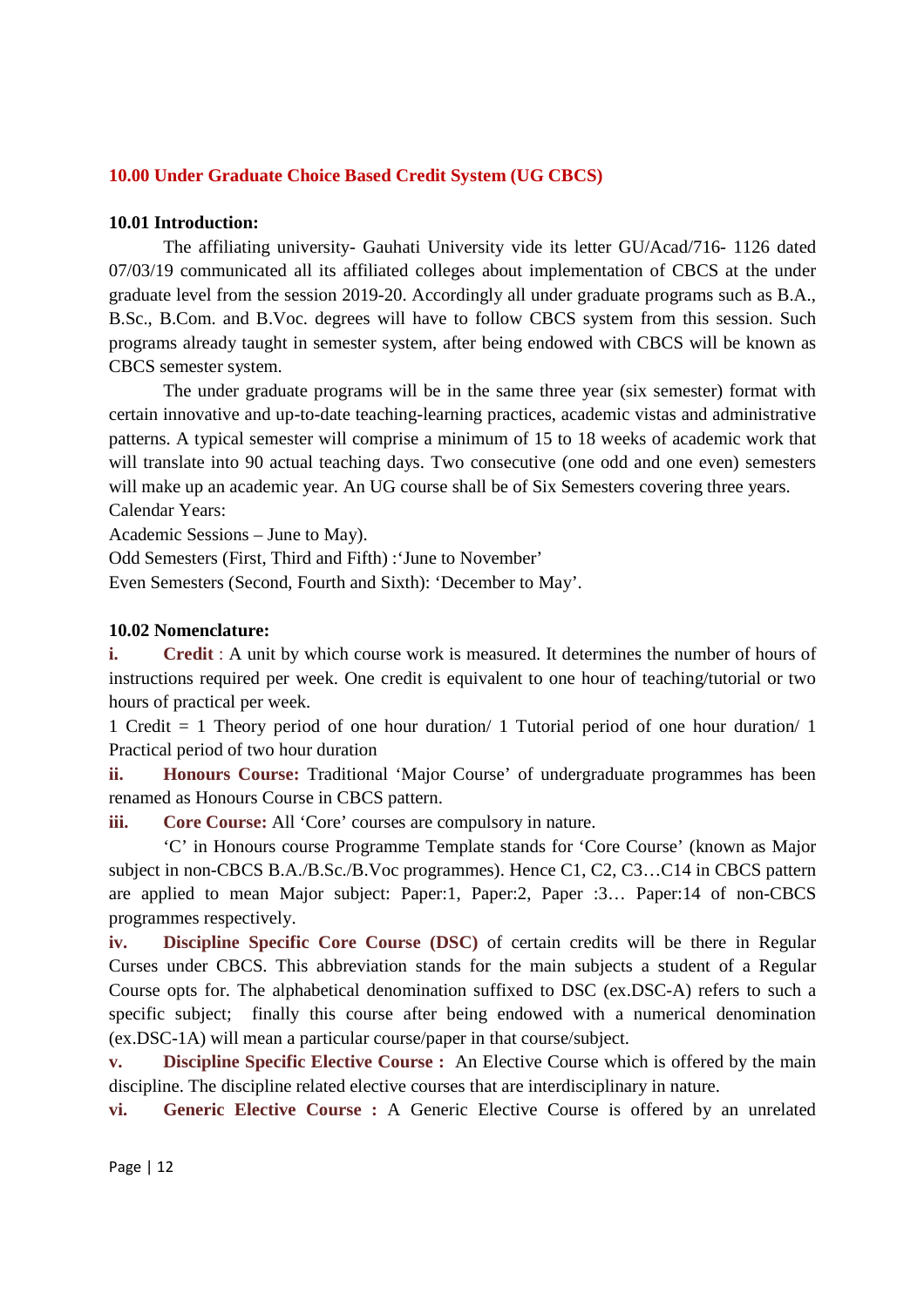## 10.00 Under Graduate Choice Based Credit System (UG CBCS)

### 10.01 Introduction:

The affiliating university- Gauhati University vide its letter GU/Acad/716- 1126 dated 07/03/19 communicated all its affiliated colleges about implementation of CBCS at the under graduate level from the session 2019-20. Accordingly all under graduate programs such as B.A., B.Sc., B.Com. and B.Voc. degrees will have to follow CBCS system from this session. Such programs already taught in semester system, after being endowed with CBCS will be known as CBCS semester system.

The under graduate programs will be in the same three year (six semester) format with certain innovative and up-to-date teaching-learning practices, academic vistas and administrative patterns. A typical semester will comprise a minimum of 15 to 18 weeks of academic work that will translate into 90 actual teaching days. Two consecutive (one odd and one even) semesters will make up an academic year. An UG course shall be of Six Semesters covering three years.

Calendar Years:

Academic Sessions – June to May).

Odd Semesters (First, Third and Fifth) :'June to November'

Even Semesters (Second, Fourth and Sixth): 'December to May'.

### 10.02 Nomenclature:

**i. Credit** : A unit by which course work is measured. It determines the number of hours of instructions required per week. One credit is equivalent to one hour of teaching/tutorial or two hours of practical per week.

1 Credit = 1 Theory period of one hour duration/ 1 Tutorial period of one hour duration/ 1 Practical period of two hour duration

**ii. Honours Course:** Traditional 'Major Course' of undergraduate programmes has been renamed as Honours Course in CBCS pattern.

**iii. Core Course:** All 'Core' courses are compulsory in nature.

'C' in Honours course Programme Template stands for 'Core Course' (known as Major subject in non-CBCS B.A./B.Sc./B.Voc programmes). Hence C1, C2, C3…C14 in CBCS pattern are applied to mean Major subject: Paper:1, Paper:2, Paper :3… Paper:14 of non-CBCS programmes respectively.

**iv. Discipline Specific Core Course (DSC)** of certain credits will be there in Regular Curses under CBCS. This abbreviation stands for the main subjects a student of a Regular Course opts for. The alphabetical denomination suffixed to DSC (ex.DSC-A) refers to such a specific subject; finally this course after being endowed with a numerical denomination (ex.DSC-1A) will mean a particular course/paper in that course/subject.

**v. Discipline Specific Elective Course :** An Elective Course which is offered by the main discipline. The discipline related elective courses that are interdisciplinary in nature.

**vi. Generic Elective Course :** A Generic Elective Course is offered by an unrelated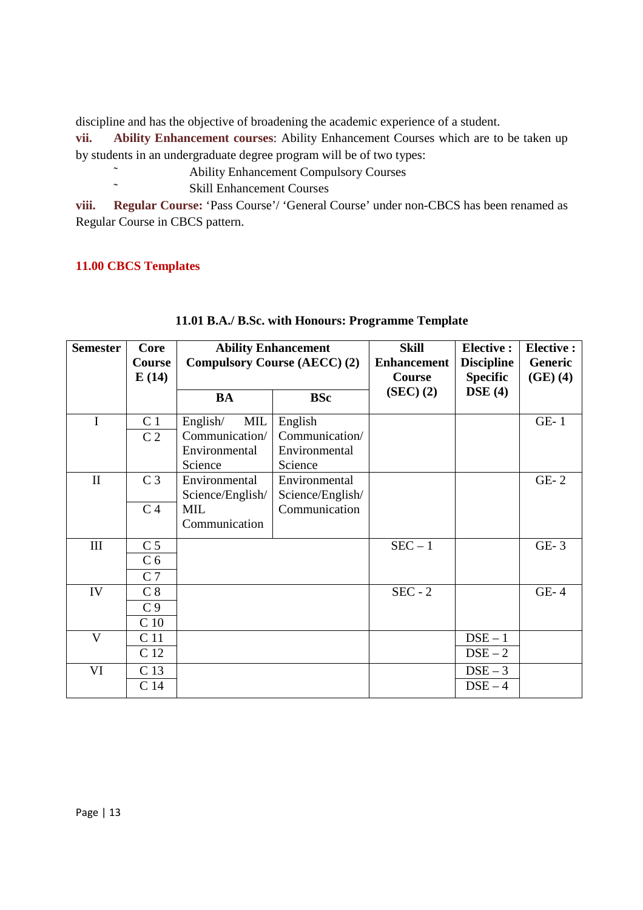discipline and has the objective of broadening the academic experience of a student.

**vii. Ability Enhancement courses**: Ability Enhancement Courses which are to be taken up by students in an undergraduate degree program will be of two types:

- Ability Enhancement Compulsory Courses
- Skill Enhancement Courses

**viii. Regular Course:** 'Pass Course'/ 'General Course' under non-CBCS has been renamed as Regular Course in CBCS pattern.

## 11.00 CBCS Templates

### 11.01 B.A./ B.Sc. with Honours: Programme Template

| Semester | Core Course E (14) | Ability Enhancement Compulsory Course (AECC) (2) | | Skill Enhancement Course (SEC) (2) | Elective : Discipline Specific DSE (4) | Elective : Generic (GE) (4) |
|---|---|---|---|---|---|---|
| | | BA | BSc | | | |
| I | C 1<br>C 2 | English/ MIL Communication/ Environmental Science | English Communication/ Environmental Science | | | GE- 1 |
| II | C 3<br>C 4 | Environmental Science/English/ MIL Communication | Environmental Science/English/ Communication | | | GE- 2 |
| III | C 5<br>C 6<br>C 7 | | | SEC – 1 | | GE- 3 |
| IV | C 8<br>C 9<br>C 10 | | | SEC - 2 | | GE- 4 |
| V | C 11<br>C 12 | | | | DSE – 1<br>DSE – 2 | |
| VI | C 13<br>C 14 | | | | DSE – 3<br>DSE – 4 | |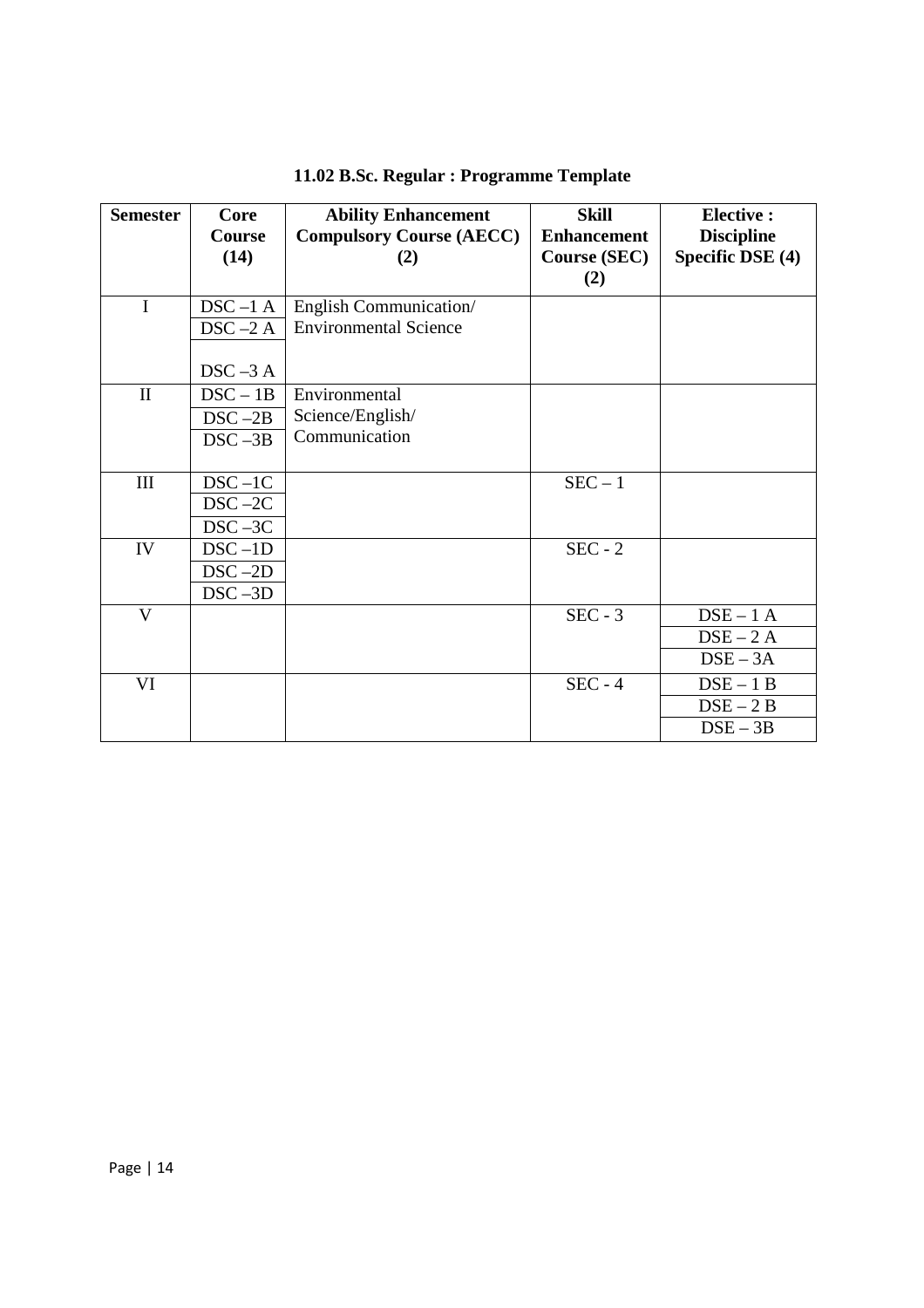## 11.02 B.Sc. Regular : Programme Template

| Semester | Core Course (14) | Ability Enhancement Compulsory Course (AECC) (2) | Skill Enhancement Course (SEC) (2) | Elective : Discipline Specific DSE (4) |
|---|---|---|---|---|
| I | DSC –1 A<br>DSC –2 A<br>DSC –3 A | English Communication/ Environmental Science | | |
| II | DSC – 1B<br>DSC –2B<br>DSC –3B | Environmental Science/English/ Communication | | |
| III | DSC –1C<br>DSC –2C<br>DSC –3C | | SEC – 1 | |
| IV | DSC –1D<br>DSC –2D<br>DSC –3D | | SEC - 2 | |
| V | | | SEC - 3 | DSE – 1 A<br>DSE – 2 A<br>DSE – 3A |
| VI | | | SEC - 4 | DSE – 1 B<br>DSE – 2 B<br>DSE – 3B |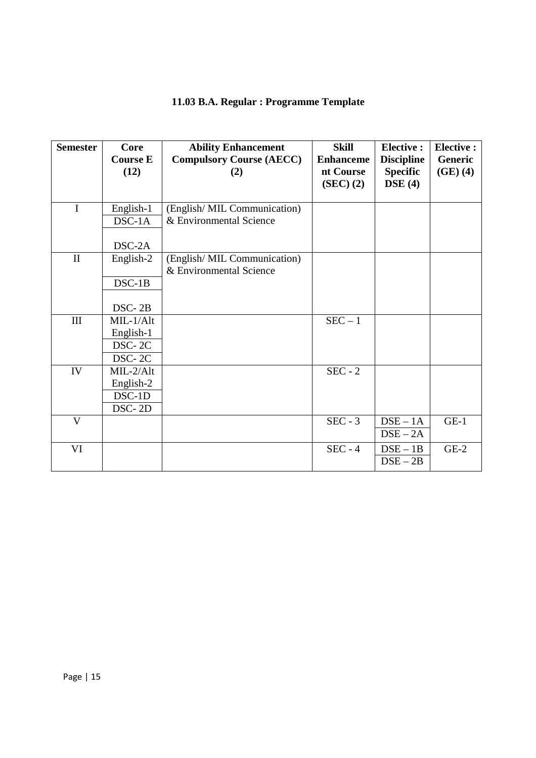## 11.03 B.A. Regular : Programme Template

| Semester | Core Course E (12) | Ability Enhancement Compulsory Course (AECC) (2) | Skill Enhancement Course (SEC) (2) | Elective : Discipline Specific DSE (4) | Elective : Generic (GE) (4) |
|---|---|---|---|---|---|
| I | English-1 | (English/ MIL Communication) & Environmental Science | | | |
| | DSC-1A | | | | |
| | DSC-2A | | | | |
| II | English-2 | (English/ MIL Communication) & Environmental Science | | | |
| | DSC-1B | | | | |
| | DSC- 2B | | | | |
| III | MIL-1/Alt English-1 | | SEC – 1 | | |
| | DSC- 2C | | | | |
| | DSC- 2C | | | | |
| IV | MIL-2/Alt English-2 | | SEC - 2 | | |
| | DSC-1D | | | | |
| | DSC- 2D | | | | |
| V | | | SEC - 3 | DSE – 1A | GE-1 |
| | | | | DSE – 2A | |
| VI | | | SEC - 4 | DSE – 1B | GE-2 |
| | | | | DSE – 2B | |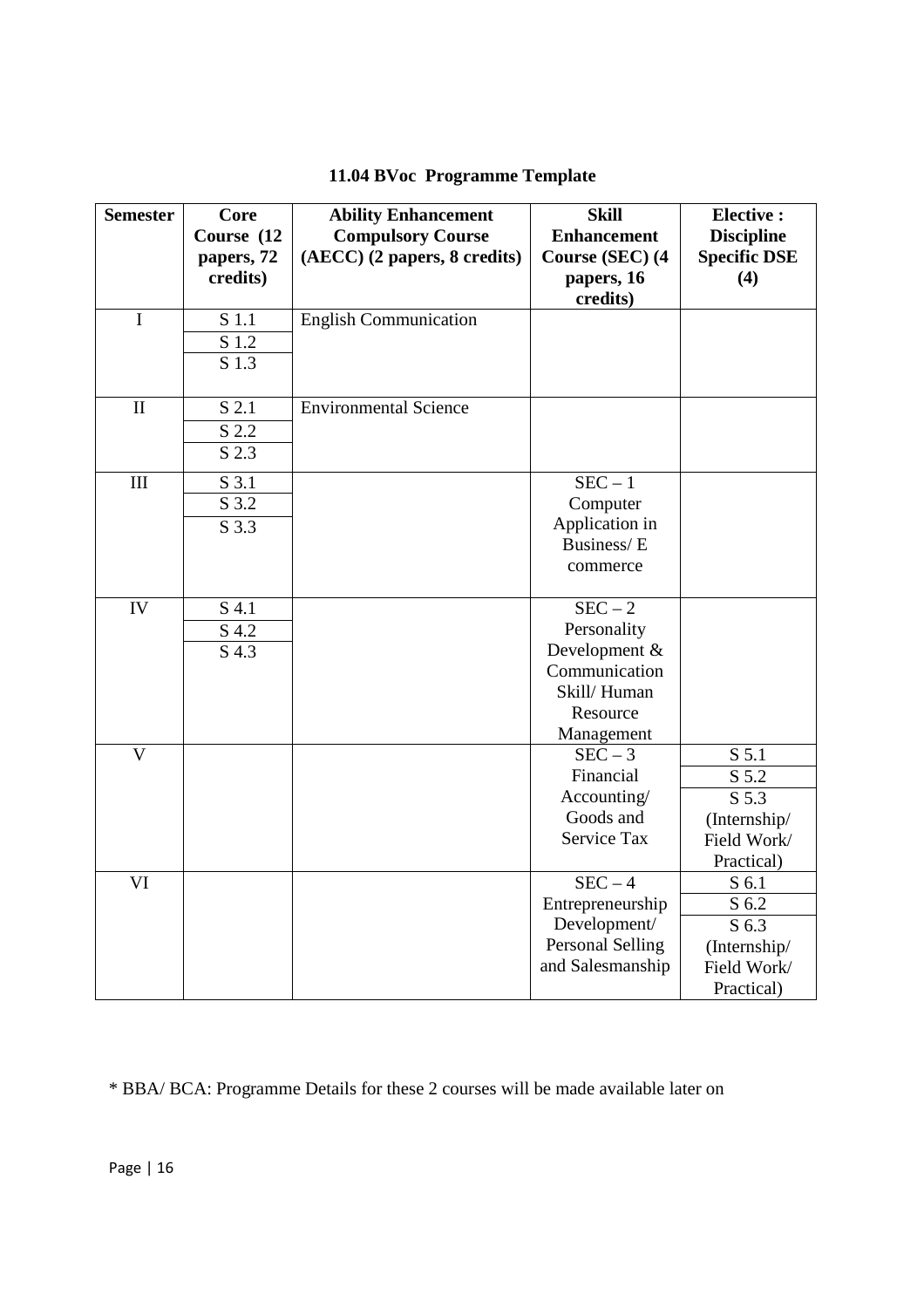### 11.04 BVoc Programme Template

| Semester | Core Course (12 papers, 72 credits) | Ability Enhancement Compulsory Course (AECC) (2 papers, 8 credits) | Skill Enhancement Course (SEC) (4 papers, 16 credits) | Elective : Discipline Specific DSE (4) |
|---|---|---|---|---|
| I | S 1.1<br>S 1.2<br>S 1.3 | English Communication | | |
| II | S 2.1<br>S 2.2<br>S 2.3 | Environmental Science | | |
| III | S 3.1<br>S 3.2<br>S 3.3 | | SEC – 1 Computer Application in Business/ E commerce | |
| IV | S 4.1<br>S 4.2<br>S 4.3 | | SEC – 2 Personality Development & Communication Skill/ Human Resource Management | |
| V | | | SEC – 3 Financial Accounting/ Goods and Service Tax | S 5.1<br>S 5.2<br>S 5.3 (Internship/ Field Work/ Practical) |
| VI | | | SEC – 4 Entrepreneurship Development/ Personal Selling and Salesmanship | S 6.1<br>S 6.2<br>S 6.3 (Internship/ Field Work/ Practical) |

* BBA/ BCA: Programme Details for these 2 courses will be made available later on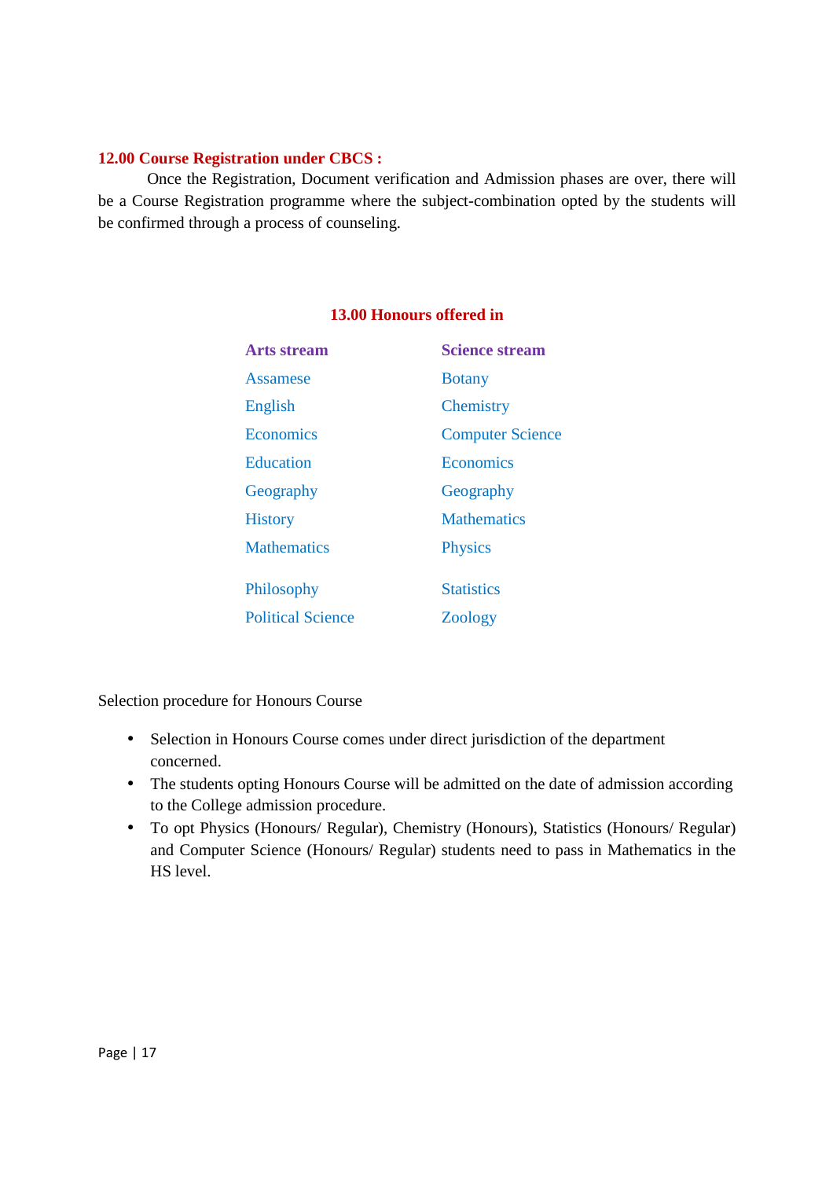## 12.00 Course Registration under CBCS :

Once the Registration, Document verification and Admission phases are over, there will be a Course Registration programme where the subject-combination opted by the students will be confirmed through a process of counseling.

## 13.00 Honours offered in

| Arts stream | Science stream |
|---|---|
| Assamese | Botany |
| English | Chemistry |
| Economics | Computer Science |
| Education | Economics |
| Geography | Geography |
| History | Mathematics |
| Mathematics | Physics |
| Philosophy | Statistics |
| Political Science | Zoology |

Selection procedure for Honours Course

- Selection in Honours Course comes under direct jurisdiction of the department concerned.
- The students opting Honours Course will be admitted on the date of admission according to the College admission procedure.
- To opt Physics (Honours/ Regular), Chemistry (Honours), Statistics (Honours/ Regular) and Computer Science (Honours/ Regular) students need to pass in Mathematics in the HS level.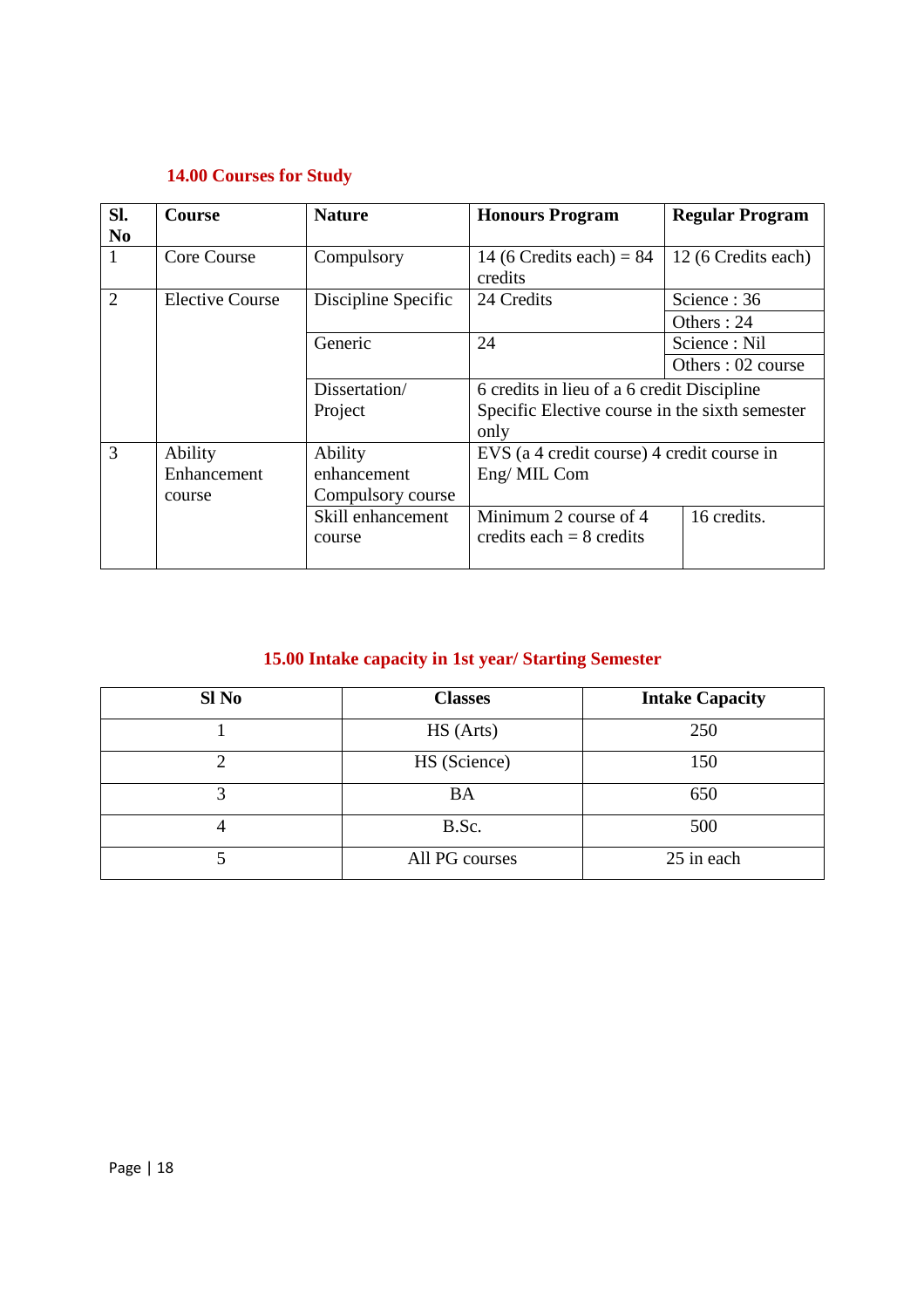### 14.00 Courses for Study

| Sl. No | Course | Nature | Honours Program | Regular Program |
|---|---|---|---|---|
| 1 | Core Course | Compulsory | 14 (6 Credits each) = 84 credits | 12 (6 Credits each) |
| 2 | Elective Course | Discipline Specific | 24 Credits | Science : 36<br>Others : 24 |
| | | Generic | 24 | Science : Nil<br>Others : 02 course |
| | | Dissertation/ Project | 6 credits in lieu of a 6 credit Discipline Specific Elective course in the sixth semester only | |
| 3 | Ability Enhancement course | Ability enhancement Compulsory course | EVS (a 4 credit course) 4 credit course in Eng/ MIL Com | |
| | | Skill enhancement course | Minimum 2 course of 4 credits each = 8 credits | 16 credits. |

### 15.00 Intake capacity in 1st year/ Starting Semester

| Sl No | Classes | Intake Capacity |
|---|---|---|
| 1 | HS (Arts) | 250 |
| 2 | HS (Science) | 150 |
| 3 | BA | 650 |
| 4 | B.Sc. | 500 |
| 5 | All PG courses | 25 in each |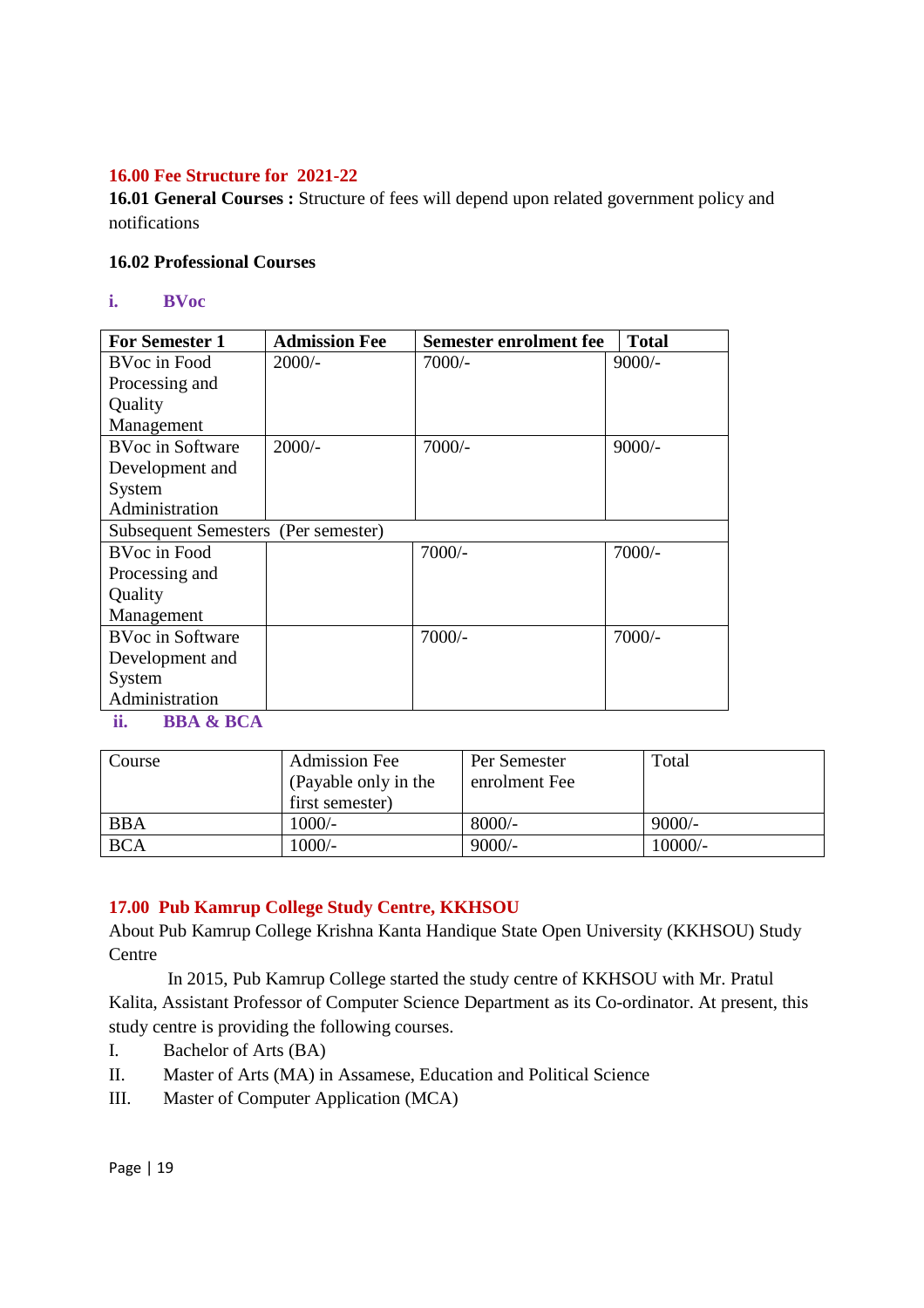## 16.00 Fee Structure for 2021-22

**16.01 General Courses :** Structure of fees will depend upon related government policy and notifications

### 16.02 Professional Courses

**i. BVoc**

| For Semester 1 | Admission Fee | Semester enrolment fee | Total |
|---|---|---|---|
| BVoc in Food Processing and Quality Management | 2000/- | 7000/- | 9000/- |
| BVoc in Software Development and System Administration | 2000/- | 7000/- | 9000/- |
| Subsequent Semesters (Per semester) | | | |
| BVoc in Food Processing and Quality Management | | 7000/- | 7000/- |
| BVoc in Software Development and System Administration | | 7000/- | 7000/- |

**ii. BBA & BCA**

| Course | Admission Fee (Payable only in the first semester) | Per Semester enrolment Fee | Total |
|---|---|---|---|
| BBA | 1000/- | 8000/- | 9000/- |
| BCA | 1000/- | 9000/- | 10000/- |

## 17.00 Pub Kamrup College Study Centre, KKHSOU

About Pub Kamrup College Krishna Kanta Handique State Open University (KKHSOU) Study Centre

In 2015, Pub Kamrup College started the study centre of KKHSOU with Mr. Pratul Kalita, Assistant Professor of Computer Science Department as its Co-ordinator. At present, this study centre is providing the following courses.

I. Bachelor of Arts (BA)

II. Master of Arts (MA) in Assamese, Education and Political Science

III. Master of Computer Application (MCA)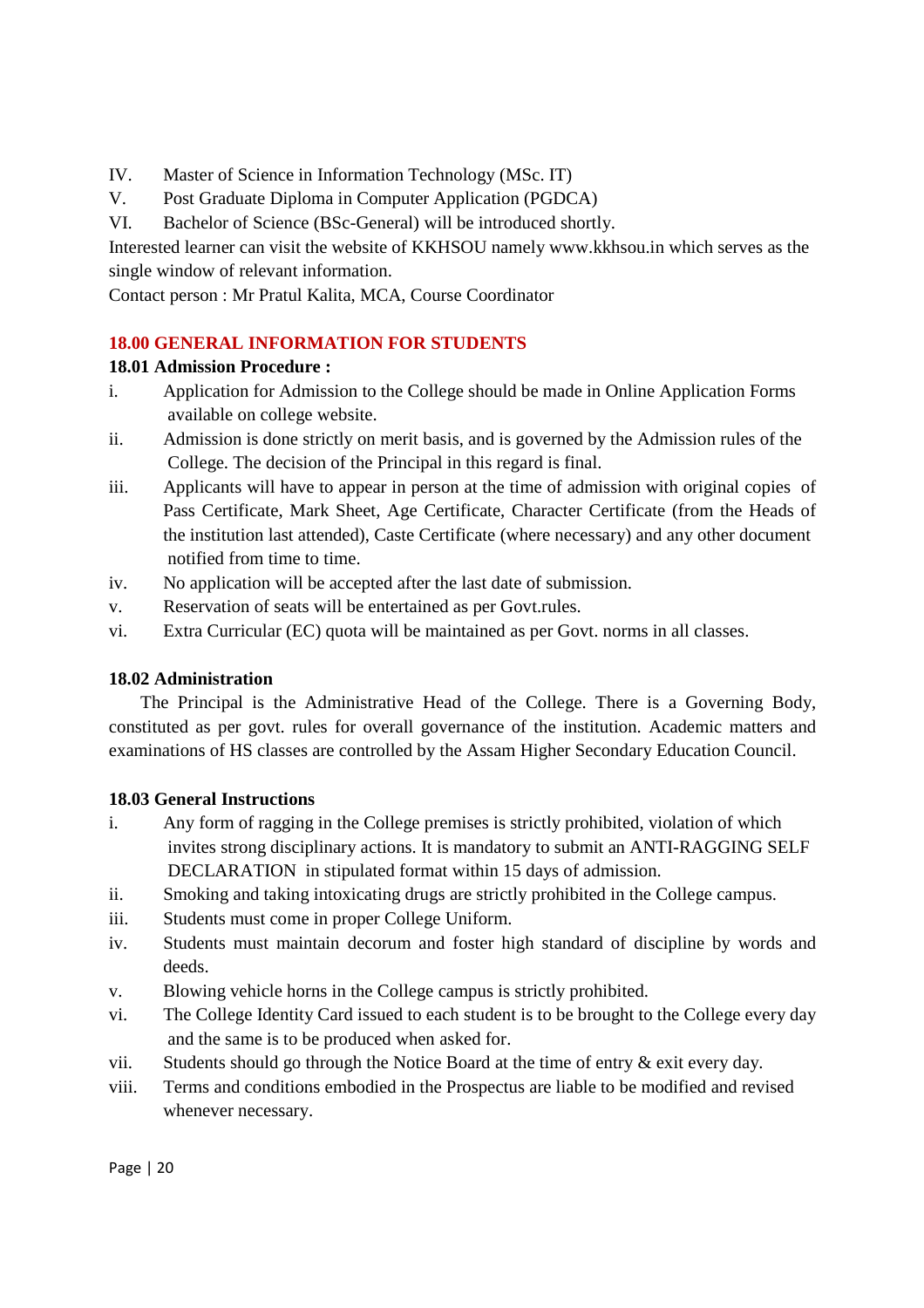IV. Master of Science in Information Technology (MSc. IT)

V. Post Graduate Diploma in Computer Application (PGDCA)

VI. Bachelor of Science (BSc-General) will be introduced shortly.

Interested learner can visit the website of KKHSOU namely www.kkhsou.in which serves as the single window of relevant information.

Contact person : Mr Pratul Kalita, MCA, Course Coordinator

## 18.00 GENERAL INFORMATION FOR STUDENTS

### 18.01 Admission Procedure :

i. Application for Admission to the College should be made in Online Application Forms available on college website.

ii. Admission is done strictly on merit basis, and is governed by the Admission rules of the College. The decision of the Principal in this regard is final.

iii. Applicants will have to appear in person at the time of admission with original copies of Pass Certificate, Mark Sheet, Age Certificate, Character Certificate (from the Heads of the institution last attended), Caste Certificate (where necessary) and any other document notified from time to time.

iv. No application will be accepted after the last date of submission.

v. Reservation of seats will be entertained as per Govt.rules.

vi. Extra Curricular (EC) quota will be maintained as per Govt. norms in all classes.

### 18.02 Administration

The Principal is the Administrative Head of the College. There is a Governing Body, constituted as per govt. rules for overall governance of the institution. Academic matters and examinations of HS classes are controlled by the Assam Higher Secondary Education Council.

### 18.03 General Instructions

i. Any form of ragging in the College premises is strictly prohibited, violation of which invites strong disciplinary actions. It is mandatory to submit an ANTI-RAGGING SELF DECLARATION in stipulated format within 15 days of admission.

ii. Smoking and taking intoxicating drugs are strictly prohibited in the College campus.

iii. Students must come in proper College Uniform.

iv. Students must maintain decorum and foster high standard of discipline by words and deeds.

v. Blowing vehicle horns in the College campus is strictly prohibited.

vi. The College Identity Card issued to each student is to be brought to the College every day and the same is to be produced when asked for.

vii. Students should go through the Notice Board at the time of entry & exit every day.

viii. Terms and conditions embodied in the Prospectus are liable to be modified and revised whenever necessary.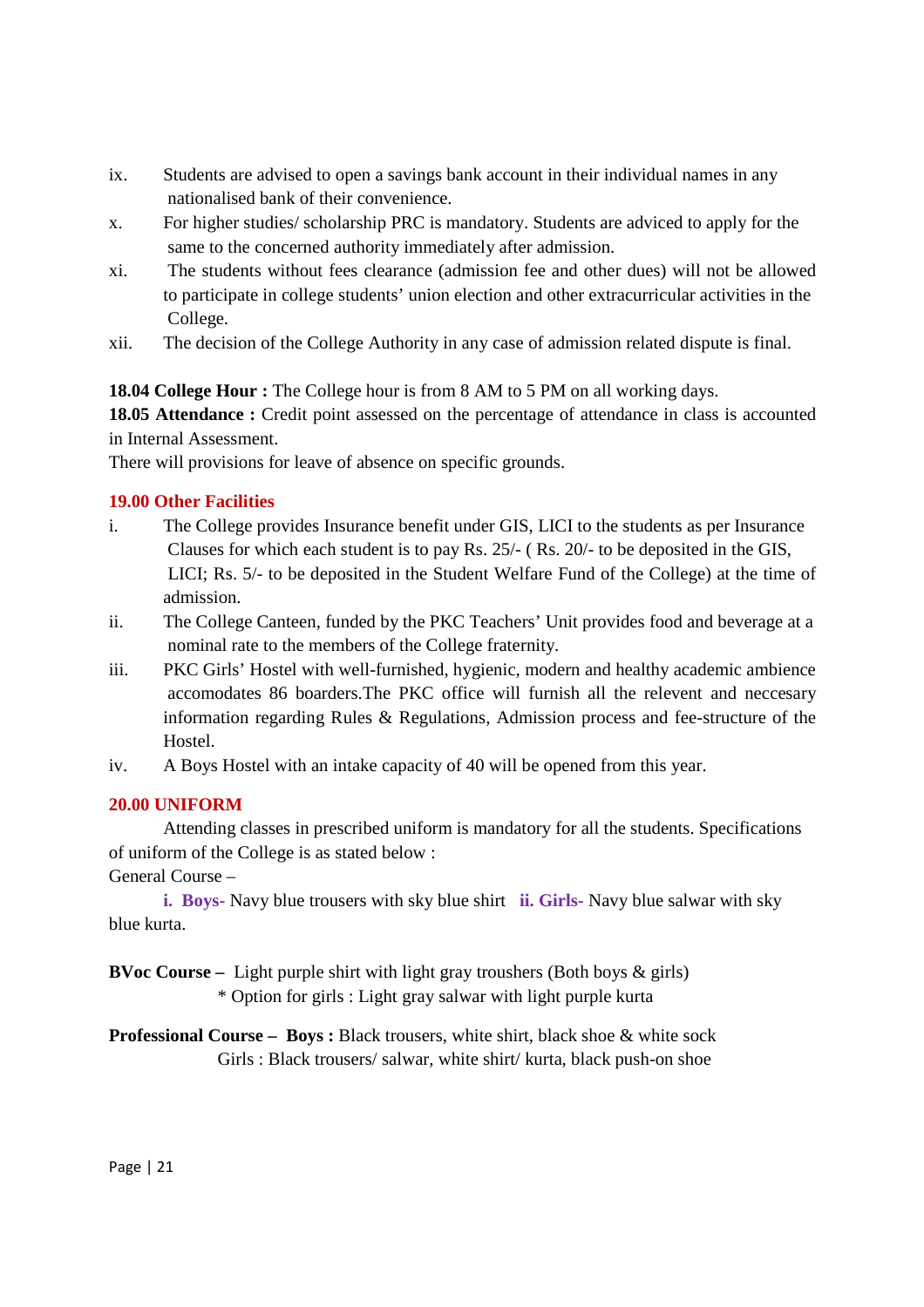ix. Students are advised to open a savings bank account in their individual names in any nationalised bank of their convenience.

x. For higher studies/ scholarship PRC is mandatory. Students are adviced to apply for the same to the concerned authority immediately after admission.

xi. The students without fees clearance (admission fee and other dues) will not be allowed to participate in college students' union election and other extracurricular activities in the College.

xii. The decision of the College Authority in any case of admission related dispute is final.

**18.04 College Hour :** The College hour is from 8 AM to 5 PM on all working days.

**18.05 Attendance :** Credit point assessed on the percentage of attendance in class is accounted in Internal Assessment.

There will provisions for leave of absence on specific grounds.

## 19.00 Other Facilities

i. The College provides Insurance benefit under GIS, LICI to the students as per Insurance Clauses for which each student is to pay Rs. 25/- ( Rs. 20/- to be deposited in the GIS, LICI; Rs. 5/- to be deposited in the Student Welfare Fund of the College) at the time of admission.

ii. The College Canteen, funded by the PKC Teachers' Unit provides food and beverage at a nominal rate to the members of the College fraternity.

iii. PKC Girls' Hostel with well-furnished, hygienic, modern and healthy academic ambience accomodates 86 boarders.The PKC office will furnish all the relevent and neccesary information regarding Rules & Regulations, Admission process and fee-structure of the Hostel.

iv. A Boys Hostel with an intake capacity of 40 will be opened from this year.

## 20.00 UNIFORM

Attending classes in prescribed uniform is mandatory for all the students. Specifications of uniform of the College is as stated below :

General Course –

**i. Boys-** Navy blue trousers with sky blue shirt **ii. Girls-** Navy blue salwar with sky blue kurta.

**BVoc Course –** Light purple shirt with light gray troushers (Both boys & girls)
* Option for girls : Light gray salwar with light purple kurta

**Professional Course – Boys :** Black trousers, white shirt, black shoe & white sock
Girls : Black trousers/ salwar, white shirt/ kurta, black push-on shoe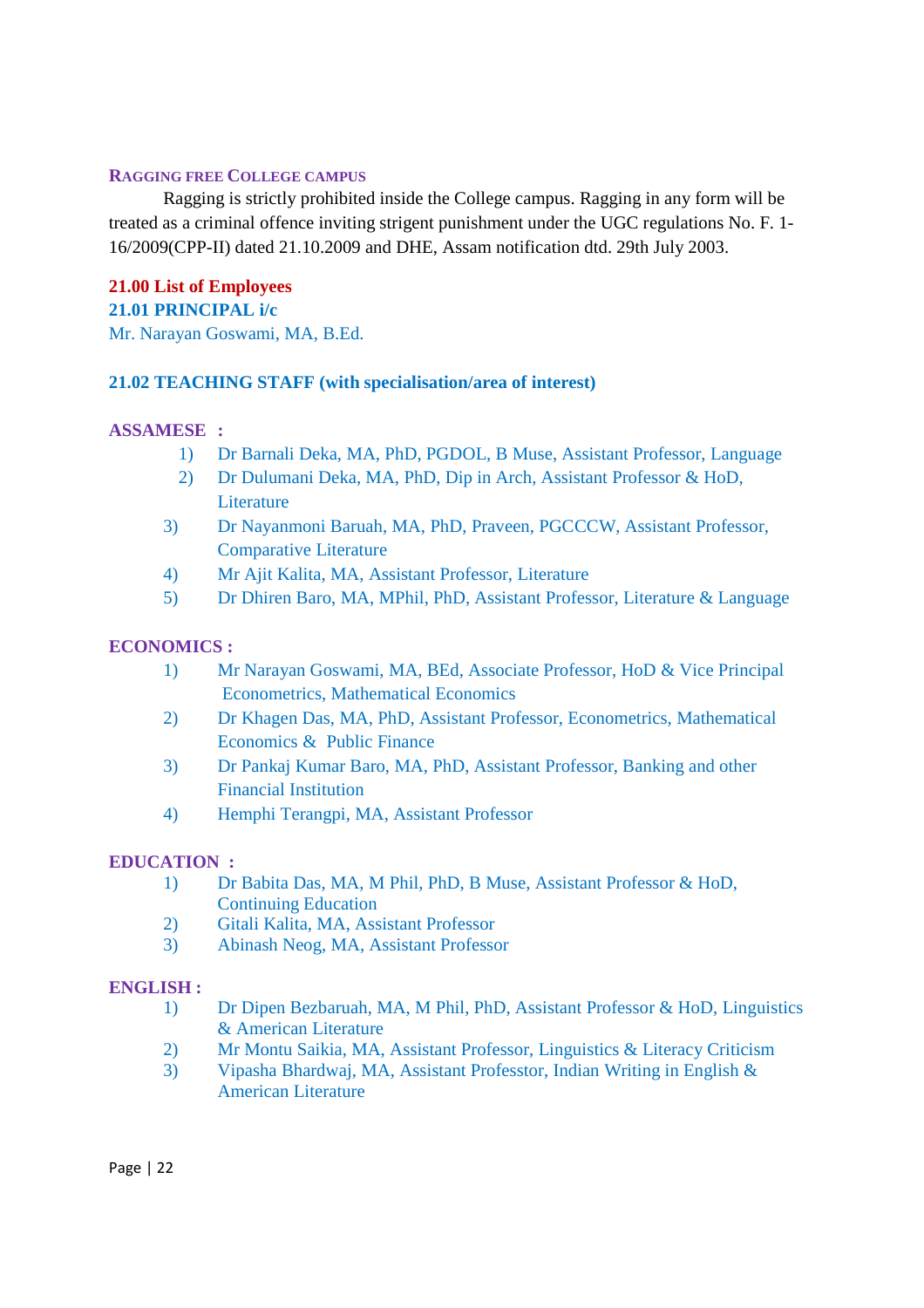### RAGGING FREE COLLEGE CAMPUS

Ragging is strictly prohibited inside the College campus. Ragging in any form will be treated as a criminal offence inviting strigent punishment under the UGC regulations No. F. 1-16/2009(CPP-II) dated 21.10.2009 and DHE, Assam notification dtd. 29th July 2003.

## 21.00 List of Employees

### 21.01 PRINCIPAL i/c

Mr. Narayan Goswami, MA, B.Ed.

### 21.02 TEACHING STAFF (with specialisation/area of interest)

**ASSAMESE :**

1) Dr Barnali Deka, MA, PhD, PGDOL, B Muse, Assistant Professor, Language
2) Dr Dulumani Deka, MA, PhD, Dip in Arch, Assistant Professor & HoD, Literature
3) Dr Nayanmoni Baruah, MA, PhD, Praveen, PGCCCW, Assistant Professor, Comparative Literature
4) Mr Ajit Kalita, MA, Assistant Professor, Literature
5) Dr Dhiren Baro, MA, MPhil, PhD, Assistant Professor, Literature & Language

**ECONOMICS :**

1) Mr Narayan Goswami, MA, BEd, Associate Professor, HoD & Vice Principal Econometrics, Mathematical Economics
2) Dr Khagen Das, MA, PhD, Assistant Professor, Econometrics, Mathematical Economics & Public Finance
3) Dr Pankaj Kumar Baro, MA, PhD, Assistant Professor, Banking and other Financial Institution
4) Hemphi Terangpi, MA, Assistant Professor

**EDUCATION :**

1) Dr Babita Das, MA, M Phil, PhD, B Muse, Assistant Professor & HoD, Continuing Education
2) Gitali Kalita, MA, Assistant Professor
3) Abinash Neog, MA, Assistant Professor

**ENGLISH :**

1) Dr Dipen Bezbaruah, MA, M Phil, PhD, Assistant Professor & HoD, Linguistics & American Literature
2) Mr Montu Saikia, MA, Assistant Professor, Linguistics & Literacy Criticism
3) Vipasha Bhardwaj, MA, Assistant Professtor, Indian Writing in English & American Literature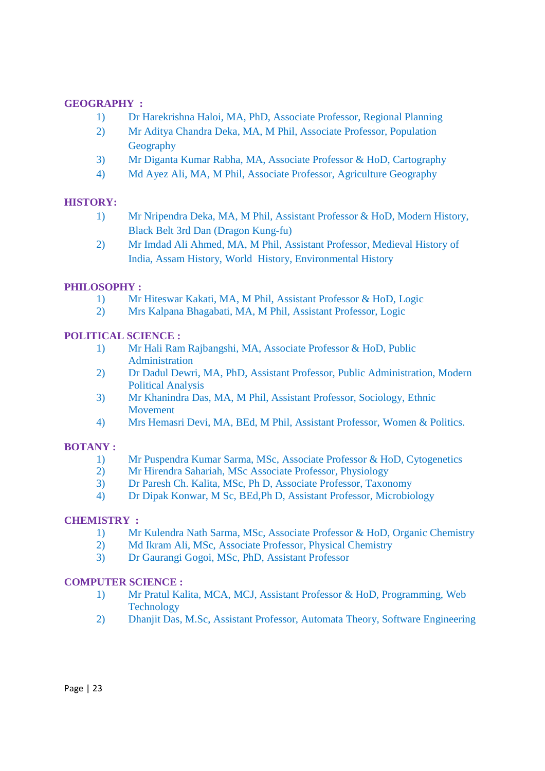**GEOGRAPHY :**

1) Dr Harekrishna Haloi, MA, PhD, Associate Professor, Regional Planning
2) Mr Aditya Chandra Deka, MA, M Phil, Associate Professor, Population Geography
3) Mr Diganta Kumar Rabha, MA, Associate Professor & HoD, Cartography
4) Md Ayez Ali, MA, M Phil, Associate Professor, Agriculture Geography

**HISTORY:**

1) Mr Nripendra Deka, MA, M Phil, Assistant Professor & HoD, Modern History, Black Belt 3rd Dan (Dragon Kung-fu)
2) Mr Imdad Ali Ahmed, MA, M Phil, Assistant Professor, Medieval History of India, Assam History, World History, Environmental History

**PHILOSOPHY :**

1) Mr Hiteswar Kakati, MA, M Phil, Assistant Professor & HoD, Logic
2) Mrs Kalpana Bhagabati, MA, M Phil, Assistant Professor, Logic

**POLITICAL SCIENCE :**

1) Mr Hali Ram Rajbangshi, MA, Associate Professor & HoD, Public Administration
2) Dr Dadul Dewri, MA, PhD, Assistant Professor, Public Administration, Modern Political Analysis
3) Mr Khanindra Das, MA, M Phil, Assistant Professor, Sociology, Ethnic Movement
4) Mrs Hemasri Devi, MA, BEd, M Phil, Assistant Professor, Women & Politics.

**BOTANY :**

1) Mr Puspendra Kumar Sarma, MSc, Associate Professor & HoD, Cytogenetics
2) Mr Hirendra Sahariah, MSc Associate Professor, Physiology
3) Dr Paresh Ch. Kalita, MSc, Ph D, Associate Professor, Taxonomy
4) Dr Dipak Konwar, M Sc, BEd,Ph D, Assistant Professor, Microbiology

**CHEMISTRY :**

1) Mr Kulendra Nath Sarma, MSc, Associate Professor & HoD, Organic Chemistry
2) Md Ikram Ali, MSc, Associate Professor, Physical Chemistry
3) Dr Gaurangi Gogoi, MSc, PhD, Assistant Professor

**COMPUTER SCIENCE :**

1) Mr Pratul Kalita, MCA, MCJ, Assistant Professor & HoD, Programming, Web Technology
2) Dhanjit Das, M.Sc, Assistant Professor, Automata Theory, Software Engineering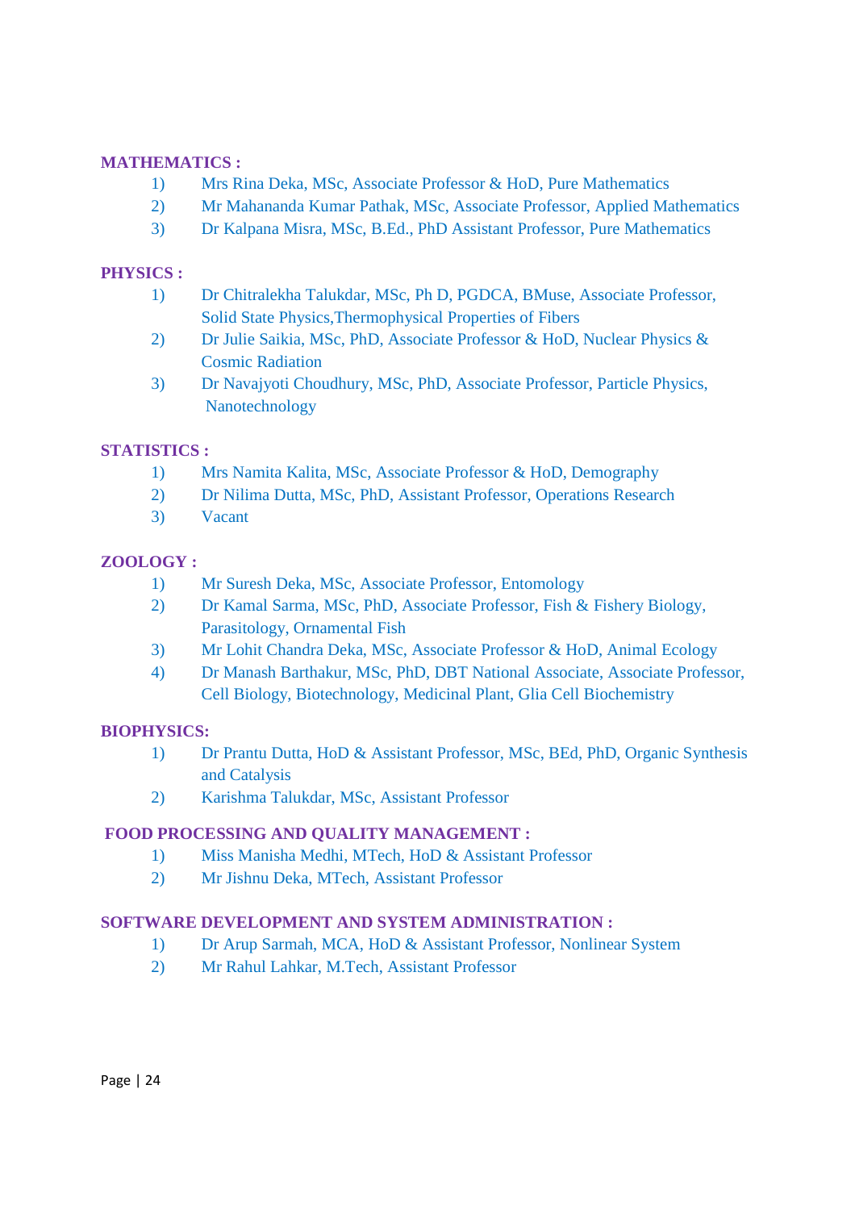**MATHEMATICS :**

1) Mrs Rina Deka, MSc, Associate Professor & HoD, Pure Mathematics
2) Mr Mahananda Kumar Pathak, MSc, Associate Professor, Applied Mathematics
3) Dr Kalpana Misra, MSc, B.Ed., PhD Assistant Professor, Pure Mathematics

**PHYSICS :**

1) Dr Chitralekha Talukdar, MSc, Ph D, PGDCA, BMuse, Associate Professor, Solid State Physics,Thermophysical Properties of Fibers
2) Dr Julie Saikia, MSc, PhD, Associate Professor & HoD, Nuclear Physics & Cosmic Radiation
3) Dr Navajyoti Choudhury, MSc, PhD, Associate Professor, Particle Physics, Nanotechnology

**STATISTICS :**

1) Mrs Namita Kalita, MSc, Associate Professor & HoD, Demography
2) Dr Nilima Dutta, MSc, PhD, Assistant Professor, Operations Research
3) Vacant

**ZOOLOGY :**

1) Mr Suresh Deka, MSc, Associate Professor, Entomology
2) Dr Kamal Sarma, MSc, PhD, Associate Professor, Fish & Fishery Biology, Parasitology, Ornamental Fish
3) Mr Lohit Chandra Deka, MSc, Associate Professor & HoD, Animal Ecology
4) Dr Manash Barthakur, MSc, PhD, DBT National Associate, Associate Professor, Cell Biology, Biotechnology, Medicinal Plant, Glia Cell Biochemistry

**BIOPHYSICS:**

1) Dr Prantu Dutta, HoD & Assistant Professor, MSc, BEd, PhD, Organic Synthesis and Catalysis
2) Karishma Talukdar, MSc, Assistant Professor

**FOOD PROCESSING AND QUALITY MANAGEMENT :**

1) Miss Manisha Medhi, MTech, HoD & Assistant Professor
2) Mr Jishnu Deka, MTech, Assistant Professor

**SOFTWARE DEVELOPMENT AND SYSTEM ADMINISTRATION :**

1) Dr Arup Sarmah, MCA, HoD & Assistant Professor, Nonlinear System
2) Mr Rahul Lahkar, M.Tech, Assistant Professor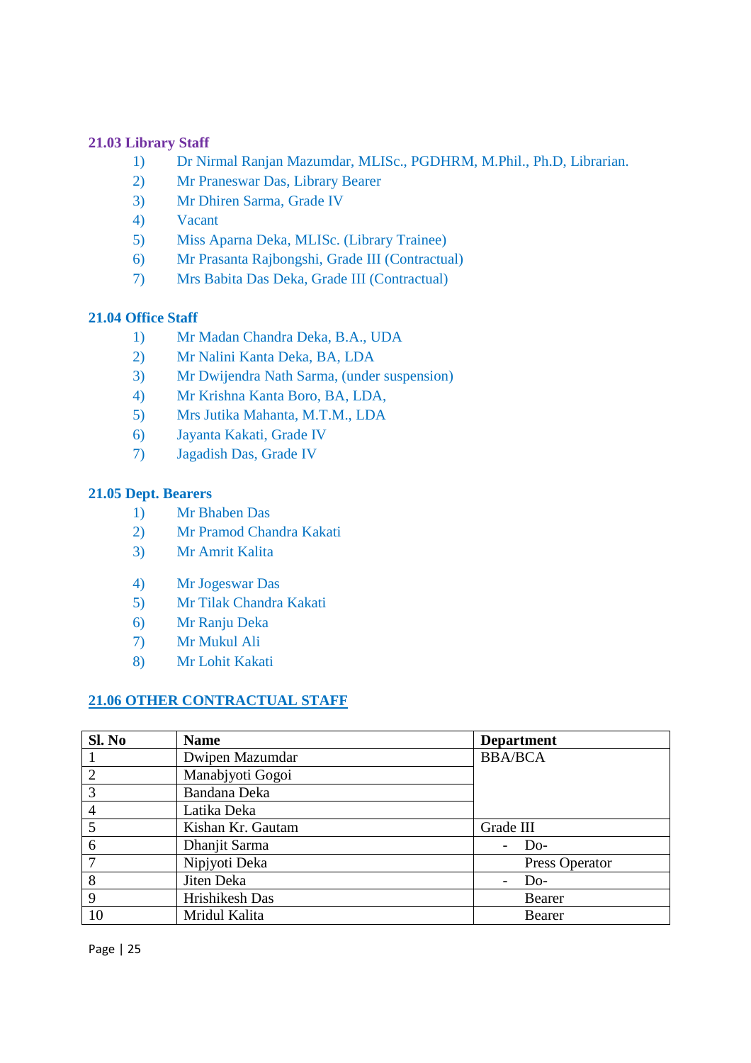### 21.03 Library Staff

1) Dr Nirmal Ranjan Mazumdar, MLISc., PGDHRM, M.Phil., Ph.D, Librarian.
2) Mr Praneswar Das, Library Bearer
3) Mr Dhiren Sarma, Grade IV
4) Vacant
5) Miss Aparna Deka, MLISc. (Library Trainee)
6) Mr Prasanta Rajbongshi, Grade III (Contractual)
7) Mrs Babita Das Deka, Grade III (Contractual)

### 21.04 Office Staff

1) Mr Madan Chandra Deka, B.A., UDA
2) Mr Nalini Kanta Deka, BA, LDA
3) Mr Dwijendra Nath Sarma, (under suspension)
4) Mr Krishna Kanta Boro, BA, LDA,
5) Mrs Jutika Mahanta, M.T.M., LDA
6) Jayanta Kakati, Grade IV
7) Jagadish Das, Grade IV

### 21.05 Dept. Bearers

1) Mr Bhaben Das
2) Mr Pramod Chandra Kakati
3) Mr Amrit Kalita
4) Mr Jogeswar Das
5) Mr Tilak Chandra Kakati
6) Mr Ranju Deka
7) Mr Mukul Ali
8) Mr Lohit Kakati

### 21.06 OTHER CONTRACTUAL STAFF

| Sl. No | Name | Department |
|---|---|---|
| 1 | Dwipen Mazumdar | BBA/BCA |
| 2 | Manabjyoti Gogoi | |
| 3 | Bandana Deka | |
| 4 | Latika Deka | |
| 5 | Kishan Kr. Gautam | Grade III |
| 6 | Dhanjit Sarma | - Do- |
| 7 | Nipjyoti Deka | Press Operator |
| 8 | Jiten Deka | - Do- |
| 9 | Hrishikesh Das | Bearer |
| 10 | Mridul Kalita | Bearer |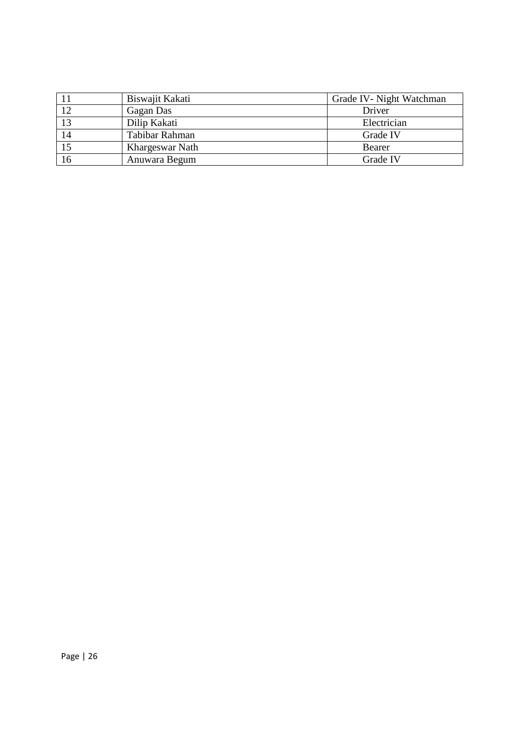| | | |
|---|---|---|
| 11 | Biswajit Kakati | Grade IV- Night Watchman |
| 12 | Gagan Das | Driver |
| 13 | Dilip Kakati | Electrician |
| 14 | Tabibar Rahman | Grade IV |
| 15 | Khargeswar Nath | Bearer |
| 16 | Anuwara Begum | Grade IV |